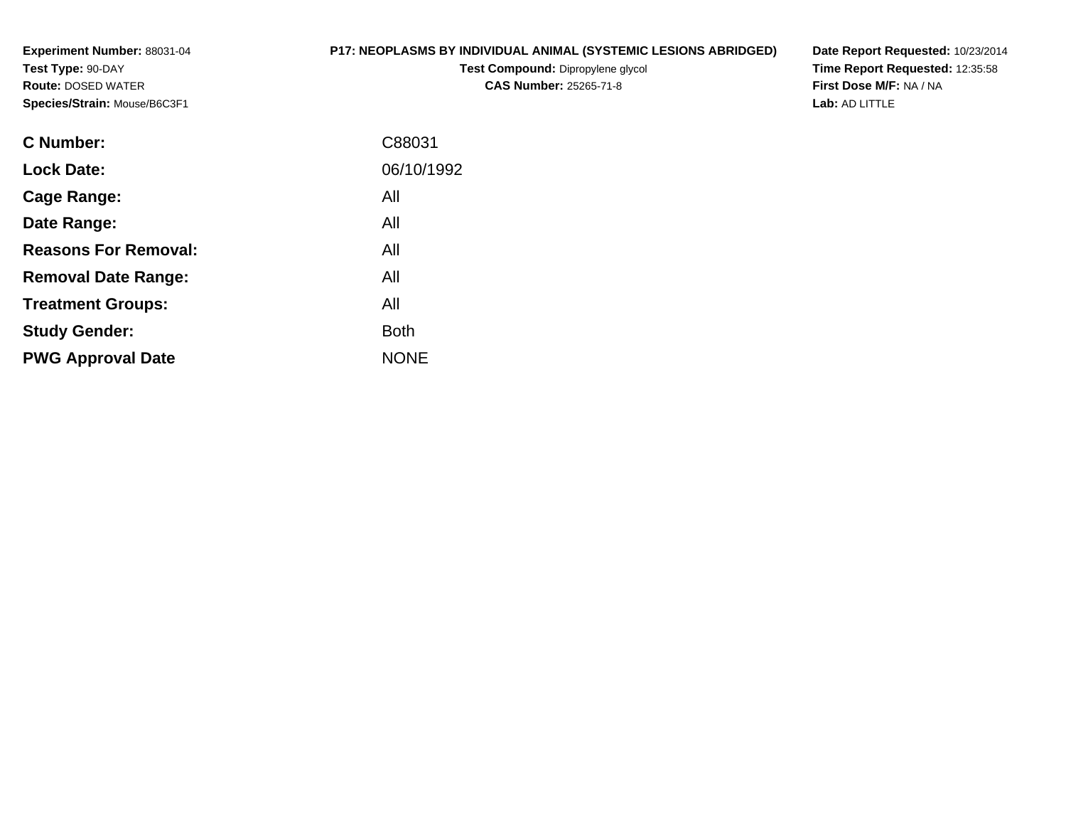**Experiment Number:** 88031-04
**Test Type:** 90-DAY
**Route:** DOSED WATER
**Species/Strain:** Mouse/B6C3F1

**P17: NEOPLASMS BY INDIVIDUAL ANIMAL (SYSTEMIC LESIONS ABRIDGED)**
**Test Compound:** Dipropylene glycol
**CAS Number:** 25265-71-8

**Date Report Requested:** 10/23/2014
**Time Report Requested:** 12:35:58
**First Dose M/F:** NA / NA
**Lab:** AD LITTLE

| | |
|---|---|
| **C Number:** | C88031 |
| **Lock Date:** | 06/10/1992 |
| **Cage Range:** | All |
| **Date Range:** | All |
| **Reasons For Removal:** | All |
| **Removal Date Range:** | All |
| **Treatment Groups:** | All |
| **Study Gender:** | Both |
| **PWG Approval Date** | NONE |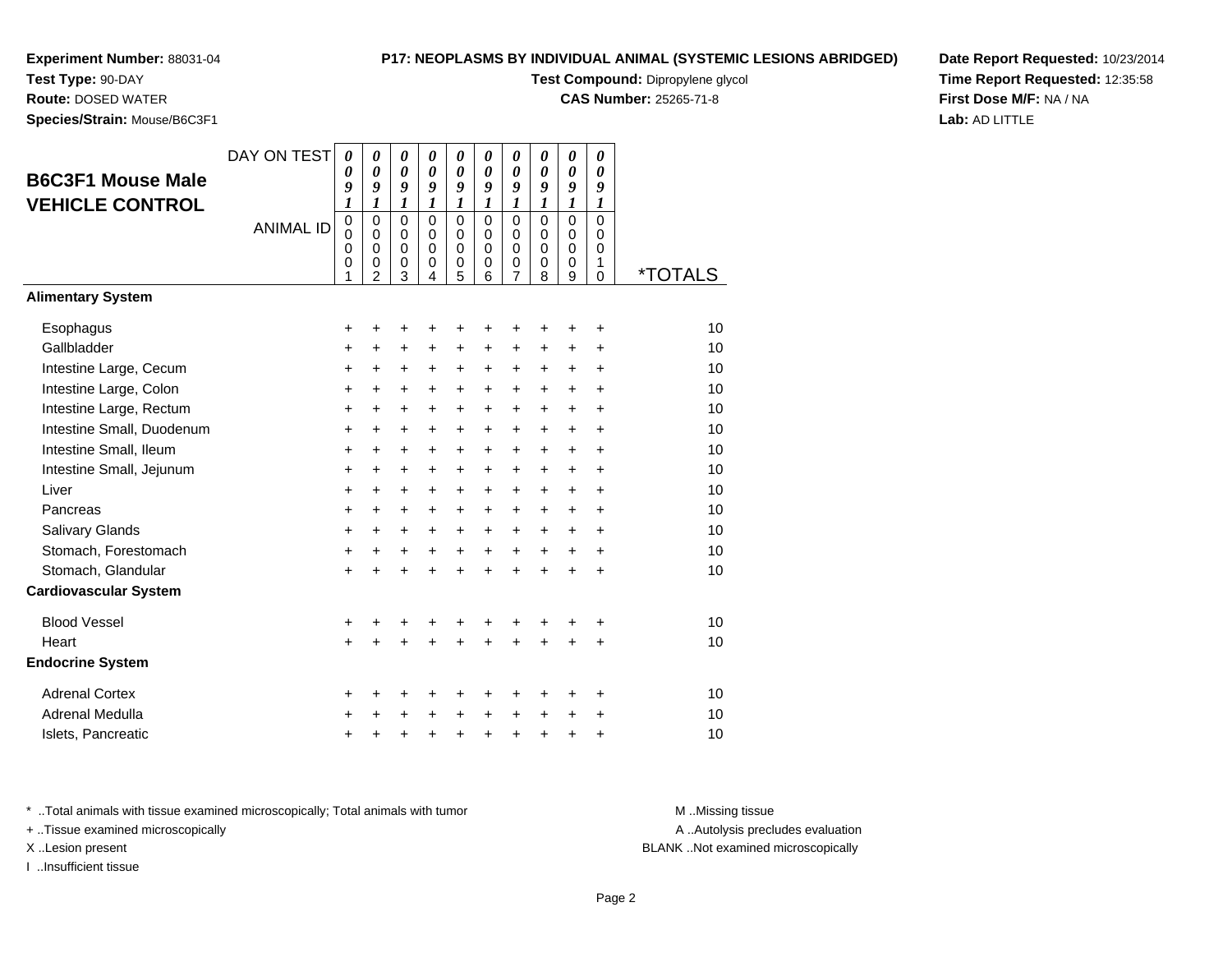**Experiment Number:** 88031-04
**Test Type:** 90-DAY
**Route:** DOSED WATER
**Species/Strain:** Mouse/B6C3F1

**P17: NEOPLASMS BY INDIVIDUAL ANIMAL (SYSTEMIC LESIONS ABRIDGED)**
**Test Compound:** Dipropylene glycol
**CAS Number:** 25265-71-8

**Date Report Requested:** 10/23/2014
**Time Report Requested:** 12:35:58
**First Dose M/F:** NA / NA
**Lab:** AD LITTLE

## B6C3F1 Mouse Male VEHICLE CONTROL

| DAY ON TEST | 0091 | 0091 | 0091 | 0091 | 0091 | 0091 | 0091 | 0091 | 0091 | 0091 | |
|---|---|---|---|---|---|---|---|---|---|---|---|
| ANIMAL ID | 00001 | 00002 | 00003 | 00004 | 00005 | 00006 | 00007 | 00008 | 00009 | 00010 | *TOTALS |
| **Alimentary System** | | | | | | | | | | | |
| Esophagus | + | + | + | + | + | + | + | + | + | + | 10 |
| Gallbladder | + | + | + | + | + | + | + | + | + | + | 10 |
| Intestine Large, Cecum | + | + | + | + | + | + | + | + | + | + | 10 |
| Intestine Large, Colon | + | + | + | + | + | + | + | + | + | + | 10 |
| Intestine Large, Rectum | + | + | + | + | + | + | + | + | + | + | 10 |
| Intestine Small, Duodenum | + | + | + | + | + | + | + | + | + | + | 10 |
| Intestine Small, Ileum | + | + | + | + | + | + | + | + | + | + | 10 |
| Intestine Small, Jejunum | + | + | + | + | + | + | + | + | + | + | 10 |
| Liver | + | + | + | + | + | + | + | + | + | + | 10 |
| Pancreas | + | + | + | + | + | + | + | + | + | + | 10 |
| Salivary Glands | + | + | + | + | + | + | + | + | + | + | 10 |
| Stomach, Forestomach | + | + | + | + | + | + | + | + | + | + | 10 |
| Stomach, Glandular | + | + | + | + | + | + | + | + | + | + | 10 |
| **Cardiovascular System** | | | | | | | | | | | |
| Blood Vessel | + | + | + | + | + | + | + | + | + | + | 10 |
| Heart | + | + | + | + | + | + | + | + | + | + | 10 |
| **Endocrine System** | | | | | | | | | | | |
| Adrenal Cortex | + | + | + | + | + | + | + | + | + | + | 10 |
| Adrenal Medulla | + | + | + | + | + | + | + | + | + | + | 10 |
| Islets, Pancreatic | + | + | + | + | + | + | + | + | + | + | 10 |

* ..Total animals with tissue examined microscopically; Total animals with tumor
+ ..Tissue examined microscopically
X ..Lesion present
I ..Insufficient tissue

M ..Missing tissue
A ..Autolysis precludes evaluation
BLANK ..Not examined microscopically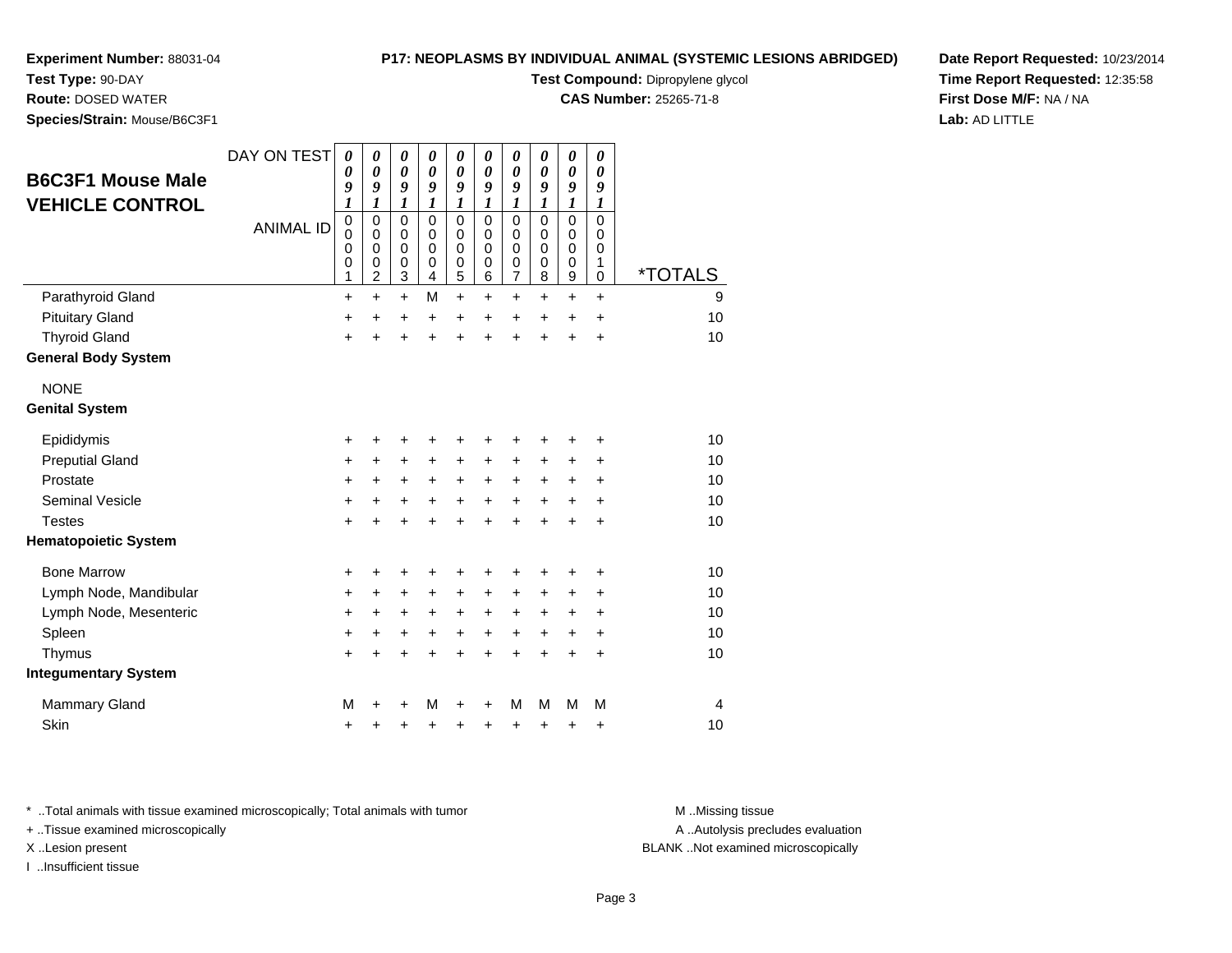**Experiment Number:** 88031-04
**Test Type:** 90-DAY
**Route:** DOSED WATER
**Species/Strain:** Mouse/B6C3F1

**P17: NEOPLASMS BY INDIVIDUAL ANIMAL (SYSTEMIC LESIONS ABRIDGED)**
**Test Compound:** Dipropylene glycol
**CAS Number:** 25265-71-8

**Date Report Requested:** 10/23/2014
**Time Report Requested:** 12:35:58
**First Dose M/F:** NA / NA
**Lab:** AD LITTLE

## B6C3F1 Mouse Male VEHICLE CONTROL

| DAY ON TEST | 0091 | 0091 | 0091 | 0091 | 0091 | 0091 | 0091 | 0091 | 0091 | 0091 | |
|---|---|---|---|---|---|---|---|---|---|---|---|
| ANIMAL ID | 00001 | 00002 | 00003 | 00004 | 00005 | 00006 | 00007 | 00008 | 00009 | 00010 | *TOTALS |
| Parathyroid Gland | + | + | + | M | + | + | + | + | + | + | 9 |
| Pituitary Gland | + | + | + | + | + | + | + | + | + | + | 10 |
| Thyroid Gland | + | + | + | + | + | + | + | + | + | + | 10 |
| **General Body System** | | | | | | | | | | | |
| NONE | | | | | | | | | | | |
| **Genital System** | | | | | | | | | | | |
| Epididymis | + | + | + | + | + | + | + | + | + | + | 10 |
| Preputial Gland | + | + | + | + | + | + | + | + | + | + | 10 |
| Prostate | + | + | + | + | + | + | + | + | + | + | 10 |
| Seminal Vesicle | + | + | + | + | + | + | + | + | + | + | 10 |
| Testes | + | + | + | + | + | + | + | + | + | + | 10 |
| **Hematopoietic System** | | | | | | | | | | | |
| Bone Marrow | + | + | + | + | + | + | + | + | + | + | 10 |
| Lymph Node, Mandibular | + | + | + | + | + | + | + | + | + | + | 10 |
| Lymph Node, Mesenteric | + | + | + | + | + | + | + | + | + | + | 10 |
| Spleen | + | + | + | + | + | + | + | + | + | + | 10 |
| Thymus | + | + | + | + | + | + | + | + | + | + | 10 |
| **Integumentary System** | | | | | | | | | | | |
| Mammary Gland | M | + | + | M | + | + | M | M | M | M | 4 |
| Skin | + | + | + | + | + | + | + | + | + | + | 10 |

\* ..Total animals with tissue examined microscopically; Total animals with tumor
\+ ..Tissue examined microscopically
X ..Lesion present
I ..Insufficient tissue

M ..Missing tissue
A ..Autolysis precludes evaluation
BLANK ..Not examined microscopically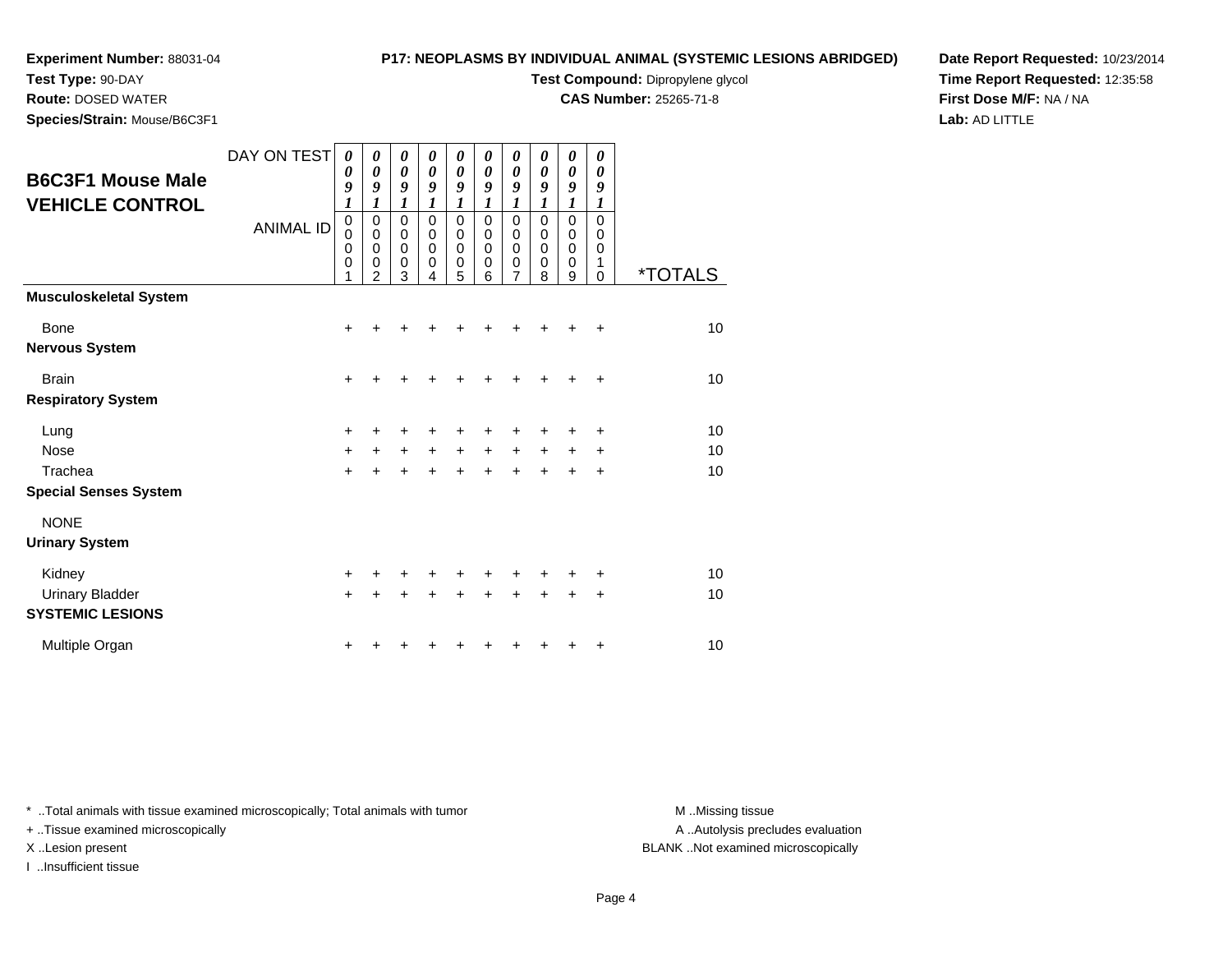**Experiment Number:** 88031-04
**Test Type:** 90-DAY
**Route:** DOSED WATER
**Species/Strain:** Mouse/B6C3F1

**P17: NEOPLASMS BY INDIVIDUAL ANIMAL (SYSTEMIC LESIONS ABRIDGED)**
**Test Compound:** Dipropylene glycol
**CAS Number:** 25265-71-8

**Date Report Requested:** 10/23/2014
**Time Report Requested:** 12:35:58
**First Dose M/F:** NA / NA
**Lab:** AD LITTLE

## B6C3F1 Mouse Male VEHICLE CONTROL

| DAY ON TEST | 0091 | 0091 | 0091 | 0091 | 0091 | 0091 | 0091 | 0091 | 0091 | 0091 | |
|---|---|---|---|---|---|---|---|---|---|---|---|
| ANIMAL ID | 00001 | 00002 | 00003 | 00004 | 00005 | 00006 | 00007 | 00008 | 00009 | 00010 | *TOTALS |
| **Musculoskeletal System** | | | | | | | | | | | |
| Bone | + | + | + | + | + | + | + | + | + | + | 10 |
| **Nervous System** | | | | | | | | | | | |
| Brain | + | + | + | + | + | + | + | + | + | + | 10 |
| **Respiratory System** | | | | | | | | | | | |
| Lung | + | + | + | + | + | + | + | + | + | + | 10 |
| Nose | + | + | + | + | + | + | + | + | + | + | 10 |
| Trachea | + | + | + | + | + | + | + | + | + | + | 10 |
| **Special Senses System** | | | | | | | | | | | |
| NONE | | | | | | | | | | | |
| **Urinary System** | | | | | | | | | | | |
| Kidney | + | + | + | + | + | + | + | + | + | + | 10 |
| Urinary Bladder | + | + | + | + | + | + | + | + | + | + | 10 |
| **SYSTEMIC LESIONS** | | | | | | | | | | | |
| Multiple Organ | + | + | + | + | + | + | + | + | + | + | 10 |

* ..Total animals with tissue examined microscopically; Total animals with tumor
+ ..Tissue examined microscopically
X ..Lesion present
I ..Insufficient tissue

M ..Missing tissue
A ..Autolysis precludes evaluation
BLANK ..Not examined microscopically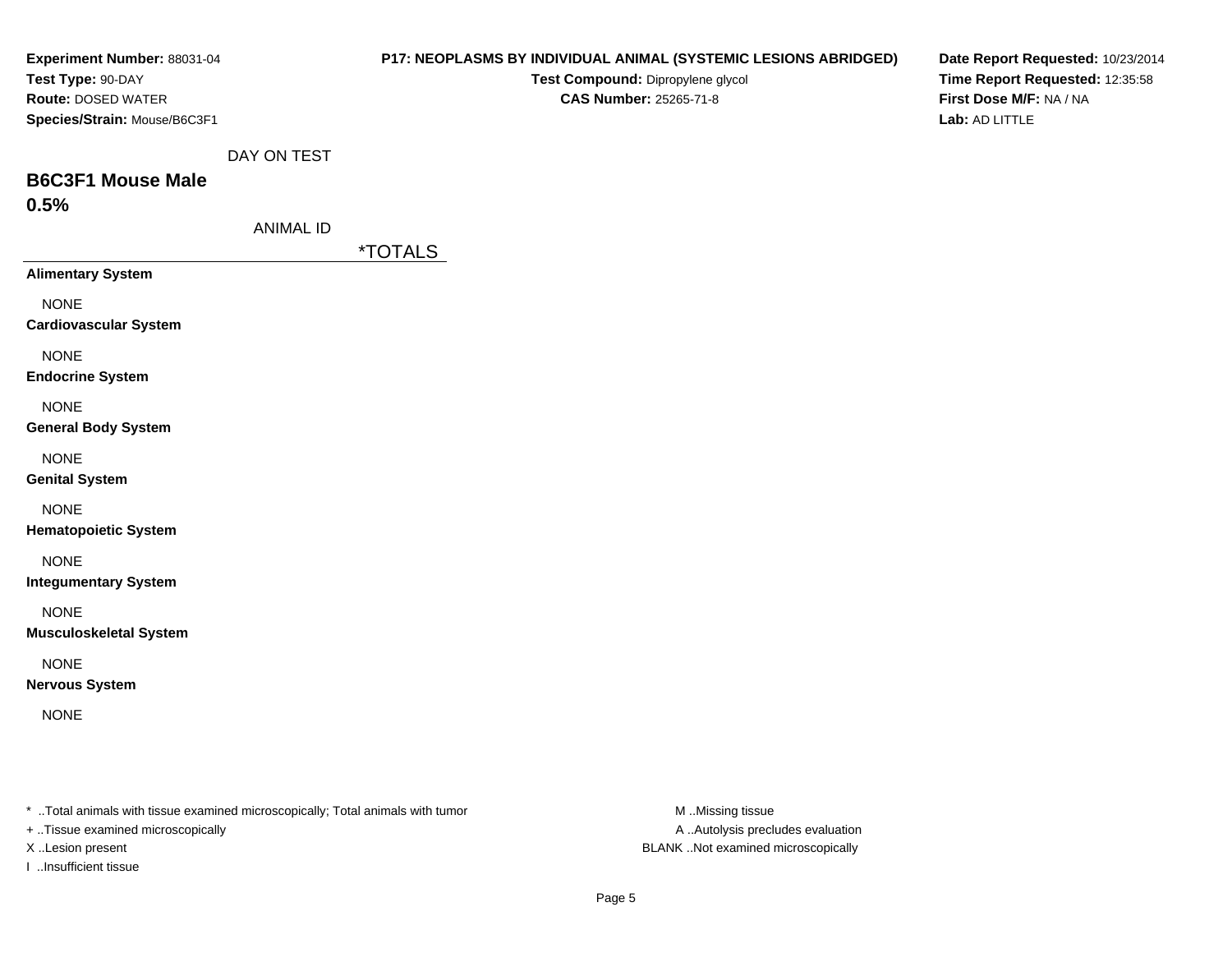**Experiment Number:** 88031-04
**Test Type:** 90-DAY
**Route:** DOSED WATER
**Species/Strain:** Mouse/B6C3F1

**P17: NEOPLASMS BY INDIVIDUAL ANIMAL (SYSTEMIC LESIONS ABRIDGED)**
**Test Compound:** Dipropylene glycol
**CAS Number:** 25265-71-8

**Date Report Requested:** 10/23/2014
**Time Report Requested:** 12:35:58
**First Dose M/F:** NA / NA
**Lab:** AD LITTLE

DAY ON TEST

## B6C3F1 Mouse Male
## 0.5%

ANIMAL ID

| | *TOTALS |
|---|---|
| **Alimentary System** | |
| NONE | |
| **Cardiovascular System** | |
| NONE | |
| **Endocrine System** | |
| NONE | |
| **General Body System** | |
| NONE | |
| **Genital System** | |
| NONE | |
| **Hematopoietic System** | |
| NONE | |
| **Integumentary System** | |
| NONE | |
| **Musculoskeletal System** | |
| NONE | |
| **Nervous System** | |
| NONE | |

* ..Total animals with tissue examined microscopically; Total animals with tumor
+ ..Tissue examined microscopically
X ..Lesion present
I ..Insufficient tissue

M ..Missing tissue
A ..Autolysis precludes evaluation
BLANK ..Not examined microscopically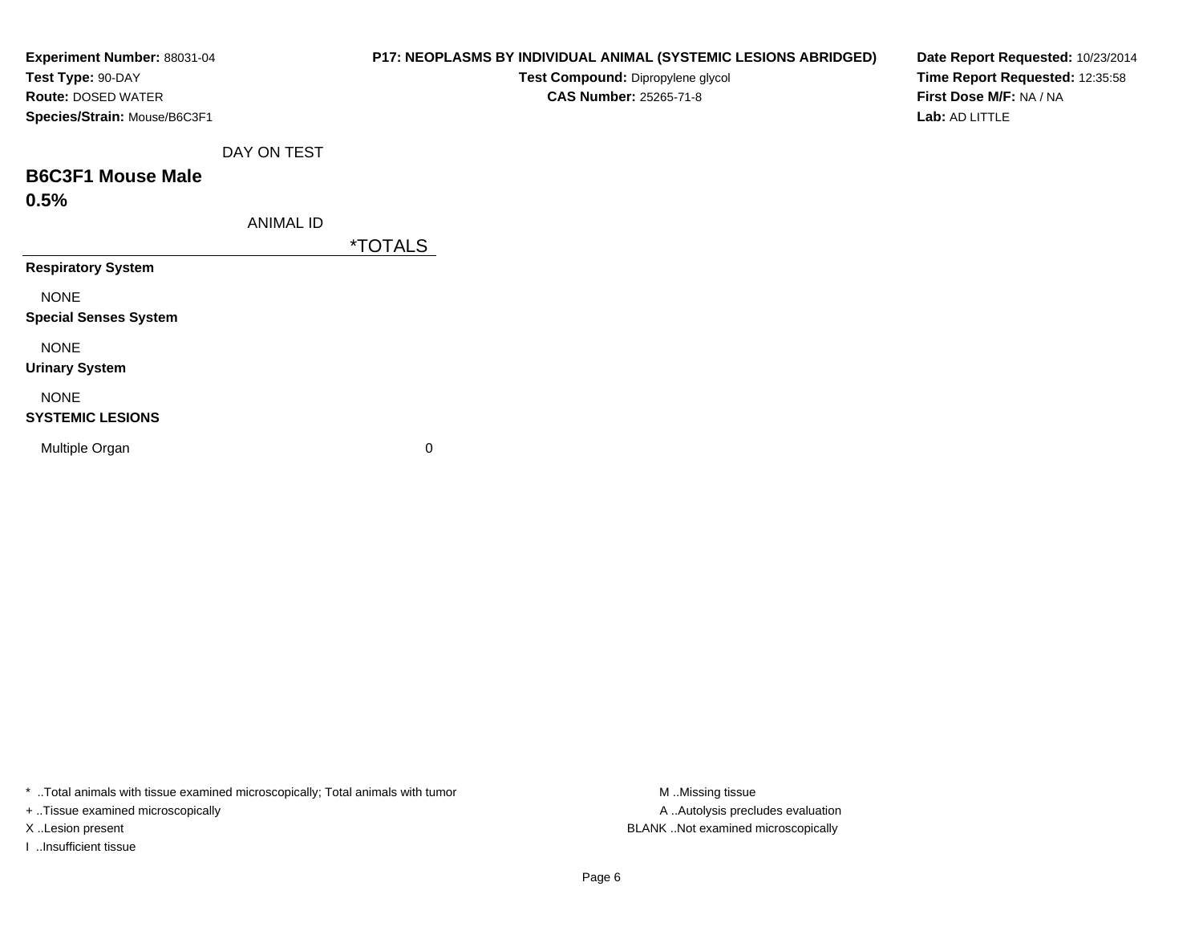**Experiment Number:** 88031-04
**Test Type:** 90-DAY
**Route:** DOSED WATER
**Species/Strain:** Mouse/B6C3F1

**P17: NEOPLASMS BY INDIVIDUAL ANIMAL (SYSTEMIC LESIONS ABRIDGED)**
**Test Compound:** Dipropylene glycol
**CAS Number:** 25265-71-8

**Date Report Requested:** 10/23/2014
**Time Report Requested:** 12:35:58
**First Dose M/F:** NA / NA
**Lab:** AD LITTLE

DAY ON TEST

## B6C3F1 Mouse Male
## 0.5%

ANIMAL ID

| | *TOTALS |
|---|---|
| **Respiratory System** | |
| NONE | |
| **Special Senses System** | |
| NONE | |
| **Urinary System** | |
| NONE | |
| **SYSTEMIC LESIONS** | |
| Multiple Organ | 0 |

* ..Total animals with tissue examined microscopically; Total animals with tumor
+ ..Tissue examined microscopically
X ..Lesion present
I ..Insufficient tissue

M ..Missing tissue
A ..Autolysis precludes evaluation
BLANK ..Not examined microscopically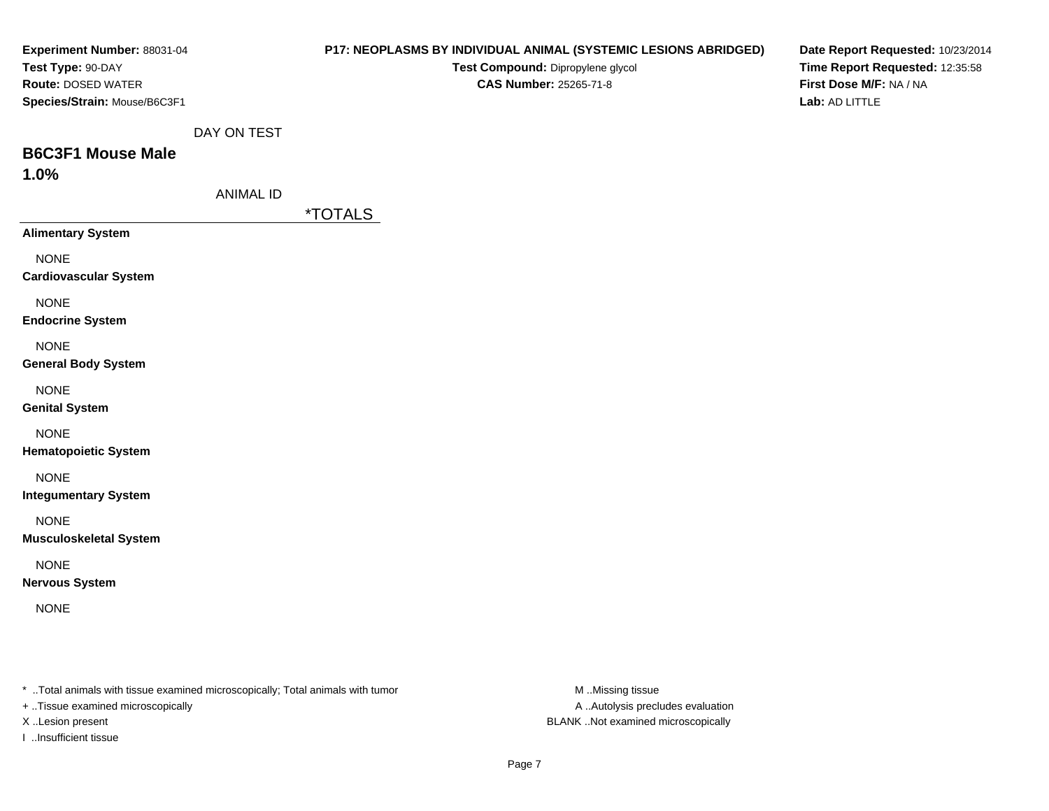**Experiment Number:** 88031-04
**Test Type:** 90-DAY
**Route:** DOSED WATER
**Species/Strain:** Mouse/B6C3F1

**P17: NEOPLASMS BY INDIVIDUAL ANIMAL (SYSTEMIC LESIONS ABRIDGED)**
**Test Compound:** Dipropylene glycol
**CAS Number:** 25265-71-8

**Date Report Requested:** 10/23/2014
**Time Report Requested:** 12:35:58
**First Dose M/F:** NA / NA
**Lab:** AD LITTLE

DAY ON TEST

## B6C3F1 Mouse Male
## 1.0%

ANIMAL ID

*TOTALS

**Alimentary System**

NONE

**Cardiovascular System**

NONE

**Endocrine System**

NONE

**General Body System**

NONE

**Genital System**

NONE

**Hematopoietic System**

NONE

**Integumentary System**

NONE

**Musculoskeletal System**

NONE

**Nervous System**

NONE

* ..Total animals with tissue examined microscopically; Total animals with tumor
+ ..Tissue examined microscopically
X ..Lesion present
I ..Insufficient tissue

M ..Missing tissue
A ..Autolysis precludes evaluation
BLANK ..Not examined microscopically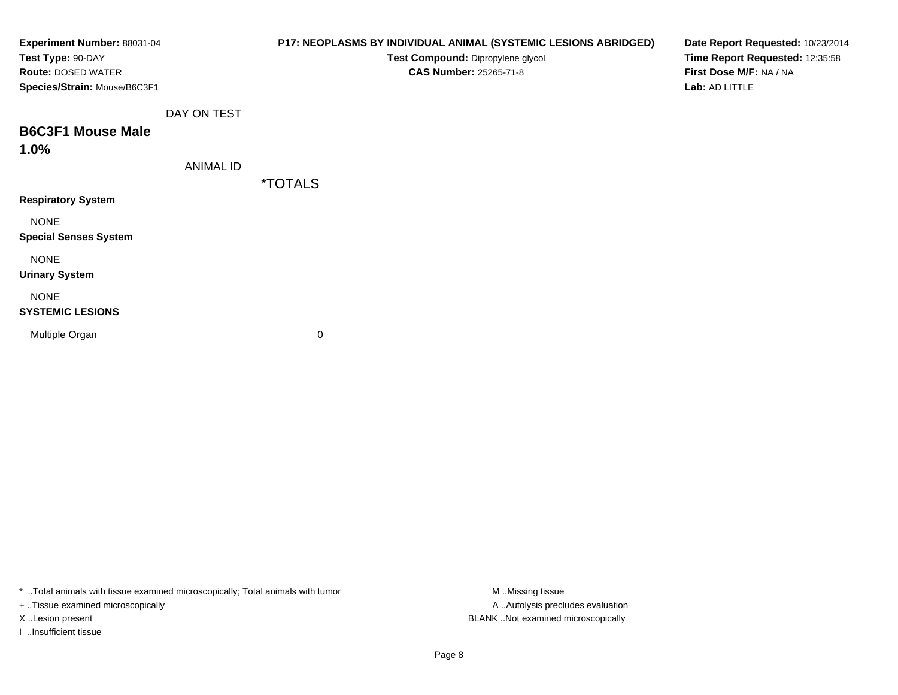**Experiment Number:** 88031-04
**Test Type:** 90-DAY
**Route:** DOSED WATER
**Species/Strain:** Mouse/B6C3F1

**P17: NEOPLASMS BY INDIVIDUAL ANIMAL (SYSTEMIC LESIONS ABRIDGED)**
**Test Compound:** Dipropylene glycol
**CAS Number:** 25265-71-8

**Date Report Requested:** 10/23/2014
**Time Report Requested:** 12:35:58
**First Dose M/F:** NA / NA
**Lab:** AD LITTLE

DAY ON TEST

## B6C3F1 Mouse Male
## 1.0%

ANIMAL ID

| | *TOTALS |
|---|---|
| **Respiratory System** | |
| NONE | |
| **Special Senses System** | |
| NONE | |
| **Urinary System** | |
| NONE | |
| **SYSTEMIC LESIONS** | |
| Multiple Organ | 0 |

* ..Total animals with tissue examined microscopically; Total animals with tumor
+ ..Tissue examined microscopically
X ..Lesion present
I ..Insufficient tissue

M ..Missing tissue
A ..Autolysis precludes evaluation
BLANK ..Not examined microscopically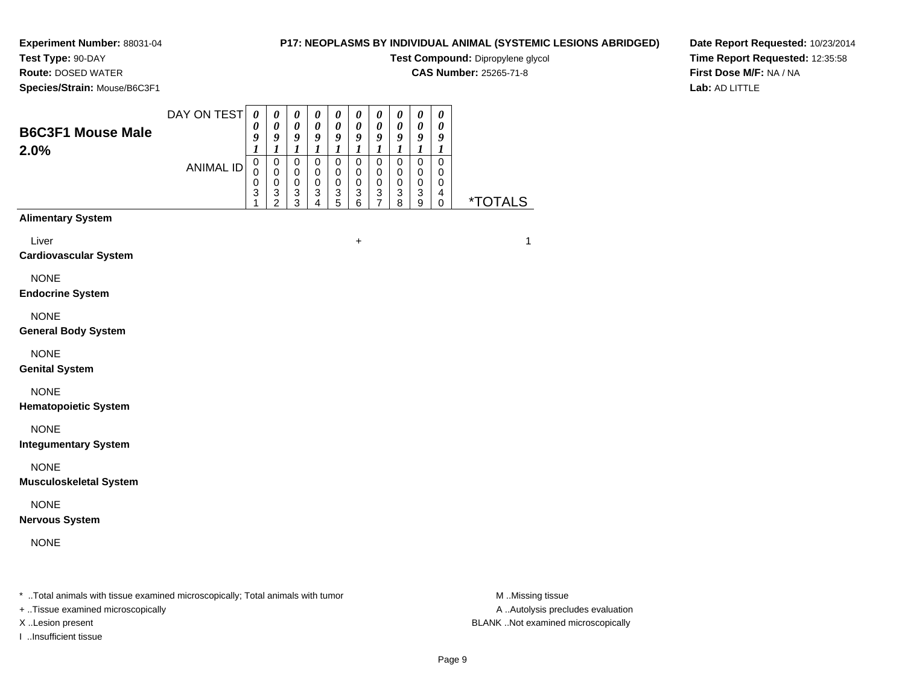**Experiment Number:** 88031-04
**Test Type:** 90-DAY
**Route:** DOSED WATER
**Species/Strain:** Mouse/B6C3F1

**P17: NEOPLASMS BY INDIVIDUAL ANIMAL (SYSTEMIC LESIONS ABRIDGED)**
**Test Compound:** Dipropylene glycol
**CAS Number:** 25265-71-8

**Date Report Requested:** 10/23/2014
**Time Report Requested:** 12:35:58
**First Dose M/F:** NA / NA
**Lab:** AD LITTLE

## B6C3F1 Mouse Male 2.0%

| DAY ON TEST | 0091 | 0091 | 0091 | 0091 | 0091 | 0091 | 0091 | 0091 | 0091 | 0091 | |
|---|---|---|---|---|---|---|---|---|---|---|---|
| ANIMAL ID | 00031 | 00032 | 00033 | 00034 | 00035 | 00036 | 00037 | 00038 | 00039 | 00040 | *TOTALS |
| **Alimentary System** | | | | | | | | | | | |
| Liver | | | | | | + | | | | | 1 |
| **Cardiovascular System** | | | | | | | | | | | |
| NONE | | | | | | | | | | | |
| **Endocrine System** | | | | | | | | | | | |
| NONE | | | | | | | | | | | |
| **General Body System** | | | | | | | | | | | |
| NONE | | | | | | | | | | | |
| **Genital System** | | | | | | | | | | | |
| NONE | | | | | | | | | | | |
| **Hematopoietic System** | | | | | | | | | | | |
| NONE | | | | | | | | | | | |
| **Integumentary System** | | | | | | | | | | | |
| NONE | | | | | | | | | | | |
| **Musculoskeletal System** | | | | | | | | | | | |
| NONE | | | | | | | | | | | |
| **Nervous System** | | | | | | | | | | | |
| NONE | | | | | | | | | | | |

* ..Total animals with tissue examined microscopically; Total animals with tumor
+ ..Tissue examined microscopically
X ..Lesion present
I ..Insufficient tissue

M ..Missing tissue
A ..Autolysis precludes evaluation
BLANK ..Not examined microscopically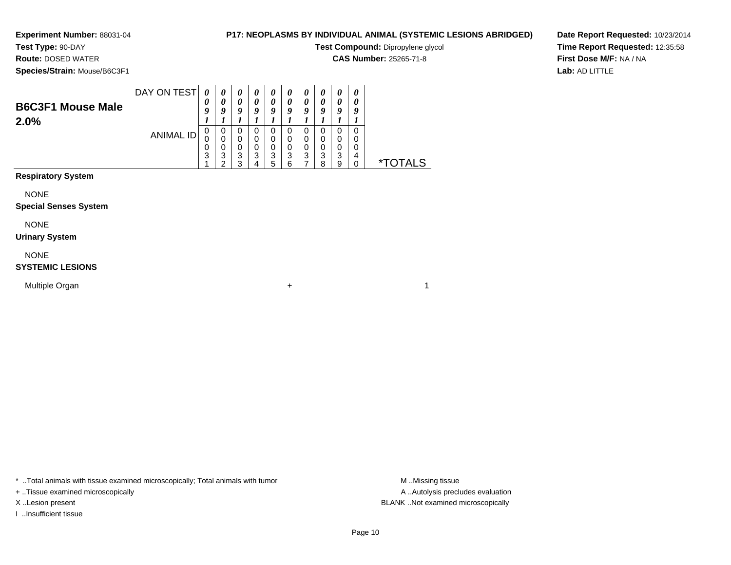**Experiment Number:** 88031-04
**Test Type:** 90-DAY
**Route:** DOSED WATER
**Species/Strain:** Mouse/B6C3F1

**P17: NEOPLASMS BY INDIVIDUAL ANIMAL (SYSTEMIC LESIONS ABRIDGED)**
**Test Compound:** Dipropylene glycol
**CAS Number:** 25265-71-8

**Date Report Requested:** 10/23/2014
**Time Report Requested:** 12:35:58
**First Dose M/F:** NA / NA
**Lab:** AD LITTLE

## B6C3F1 Mouse Male 2.0%

| DAY ON TEST | 0091 | 0091 | 0091 | 0091 | 0091 | 0091 | 0091 | 0091 | 0091 | 0091 | |
|---|---|---|---|---|---|---|---|---|---|---|---|
| ANIMAL ID | 00031 | 00032 | 00033 | 00034 | 00035 | 00036 | 00037 | 00038 | 00039 | 00040 | *TOTALS |
| **Respiratory System** | | | | | | | | | | | |
| NONE | | | | | | | | | | | |
| **Special Senses System** | | | | | | | | | | | |
| NONE | | | | | | | | | | | |
| **Urinary System** | | | | | | | | | | | |
| NONE | | | | | | | | | | | |
| **SYSTEMIC LESIONS** | | | | | | | | | | | |
| Multiple Organ | | | | | | + | | | | | 1 |

* ..Total animals with tissue examined microscopically; Total animals with tumor
+ ..Tissue examined microscopically
X ..Lesion present
I ..Insufficient tissue

M ..Missing tissue
A ..Autolysis precludes evaluation
BLANK ..Not examined microscopically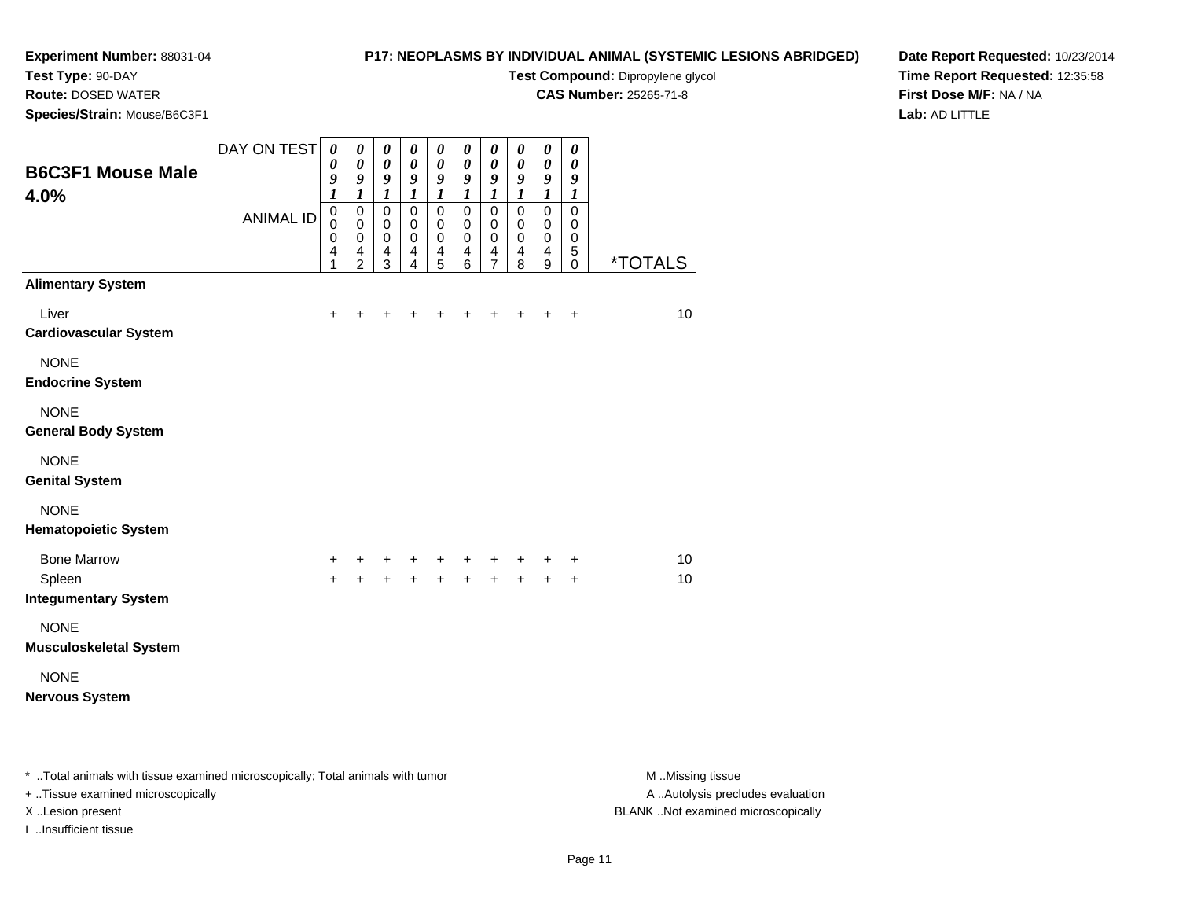**Experiment Number:** 88031-04
**Test Type:** 90-DAY
**Route:** DOSED WATER
**Species/Strain:** Mouse/B6C3F1

**P17: NEOPLASMS BY INDIVIDUAL ANIMAL (SYSTEMIC LESIONS ABRIDGED)**
**Test Compound:** Dipropylene glycol
**CAS Number:** 25265-71-8

**Date Report Requested:** 10/23/2014
**Time Report Requested:** 12:35:58
**First Dose M/F:** NA / NA
**Lab:** AD LITTLE

## B6C3F1 Mouse Male 4.0%

| DAY ON TEST | 0091 | 0091 | 0091 | 0091 | 0091 | 0091 | 0091 | 0091 | 0091 | 0091 | |
|---|---|---|---|---|---|---|---|---|---|---|---|
| **ANIMAL ID** | 00041 | 00042 | 00043 | 00044 | 00045 | 00046 | 00047 | 00048 | 00049 | 00050 | ***TOTALS** |
| **Alimentary System** | | | | | | | | | | | |
| Liver | + | + | + | + | + | + | + | + | + | + | 10 |
| **Cardiovascular System** | | | | | | | | | | | |
| NONE | | | | | | | | | | | |
| **Endocrine System** | | | | | | | | | | | |
| NONE | | | | | | | | | | | |
| **General Body System** | | | | | | | | | | | |
| NONE | | | | | | | | | | | |
| **Genital System** | | | | | | | | | | | |
| NONE | | | | | | | | | | | |
| **Hematopoietic System** | | | | | | | | | | | |
| Bone Marrow | + | + | + | + | + | + | + | + | + | + | 10 |
| Spleen | + | + | + | + | + | + | + | + | + | + | 10 |
| **Integumentary System** | | | | | | | | | | | |
| NONE | | | | | | | | | | | |
| **Musculoskeletal System** | | | | | | | | | | | |
| NONE | | | | | | | | | | | |
| **Nervous System** | | | | | | | | | | | |

* ..Total animals with tissue examined microscopically; Total animals with tumor
+ ..Tissue examined microscopically
X ..Lesion present
I ..Insufficient tissue

M ..Missing tissue
A ..Autolysis precludes evaluation
BLANK ..Not examined microscopically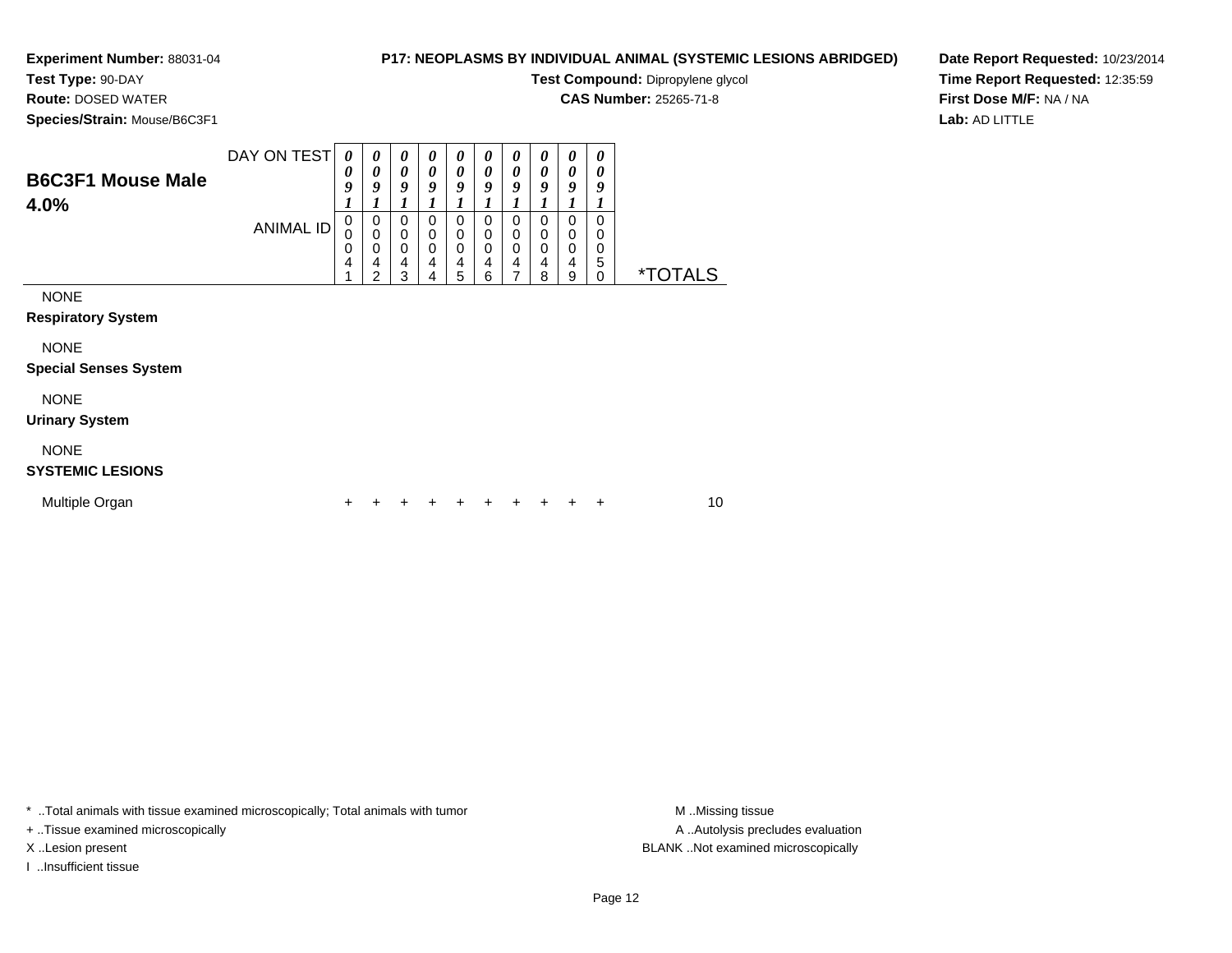**Experiment Number:** 88031-04
**Test Type:** 90-DAY
**Route:** DOSED WATER
**Species/Strain:** Mouse/B6C3F1

**P17: NEOPLASMS BY INDIVIDUAL ANIMAL (SYSTEMIC LESIONS ABRIDGED)**
**Test Compound:** Dipropylene glycol
**CAS Number:** 25265-71-8

**Date Report Requested:** 10/23/2014
**Time Report Requested:** 12:35:59
**First Dose M/F:** NA / NA
**Lab:** AD LITTLE

## B6C3F1 Mouse Male 4.0%

| DAY ON TEST | 0091 | 0091 | 0091 | 0091 | 0091 | 0091 | 0091 | 0091 | 0091 | 0091 | |
|---|---|---|---|---|---|---|---|---|---|---|---|
| ANIMAL ID | 00041 | 00042 | 00043 | 00044 | 00045 | 00046 | 00047 | 00048 | 00049 | 00050 | *TOTALS |
| NONE | | | | | | | | | | | |
| **Respiratory System** | | | | | | | | | | | |
| NONE | | | | | | | | | | | |
| **Special Senses System** | | | | | | | | | | | |
| NONE | | | | | | | | | | | |
| **Urinary System** | | | | | | | | | | | |
| NONE | | | | | | | | | | | |
| **SYSTEMIC LESIONS** | | | | | | | | | | | |
| Multiple Organ | + | + | + | + | + | + | + | + | + | + | 10 |

* ..Total animals with tissue examined microscopically; Total animals with tumor
+ ..Tissue examined microscopically
X ..Lesion present
I ..Insufficient tissue

M ..Missing tissue
A ..Autolysis precludes evaluation
BLANK ..Not examined microscopically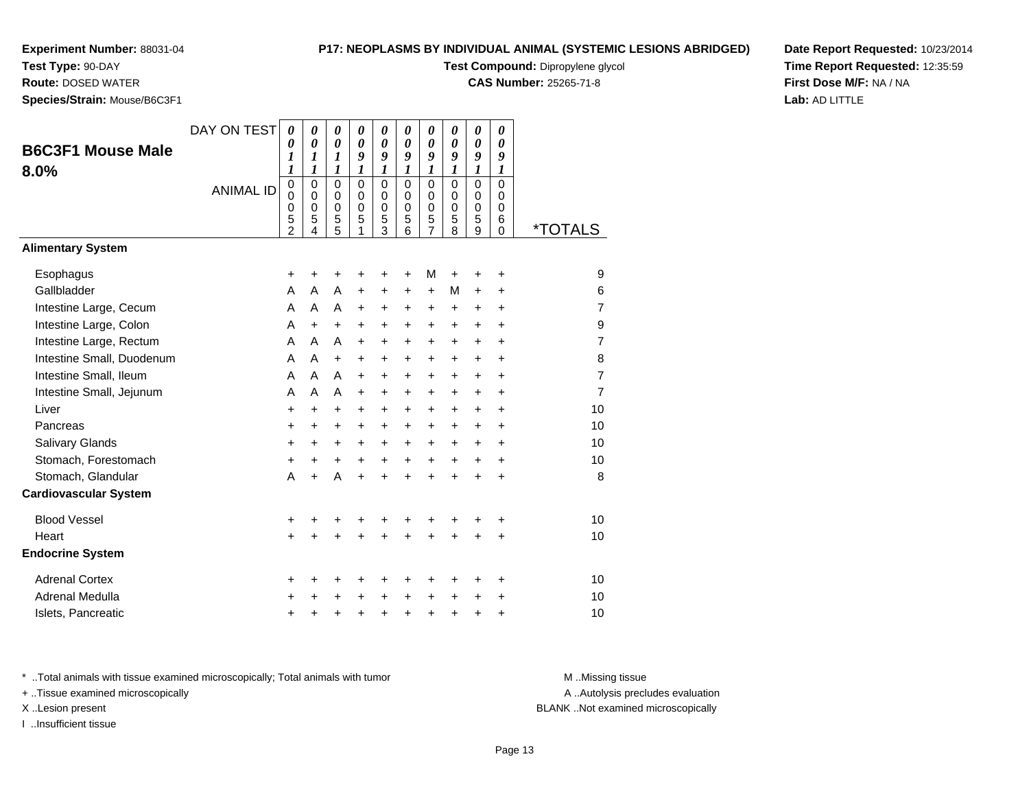**Experiment Number:** 88031-04
**Test Type:** 90-DAY
**Route:** DOSED WATER
**Species/Strain:** Mouse/B6C3F1

**P17: NEOPLASMS BY INDIVIDUAL ANIMAL (SYSTEMIC LESIONS ABRIDGED)**
**Test Compound:** Dipropylene glycol
**CAS Number:** 25265-71-8

**Date Report Requested:** 10/23/2014
**Time Report Requested:** 12:35:59
**First Dose M/F:** NA / NA
**Lab:** AD LITTLE

## B6C3F1 Mouse Male 8.0%

| DAY ON TEST | 0011 | 0011 | 0011 | 0091 | 0091 | 0091 | 0091 | 0091 | 0091 | 0091 | |
|---|---|---|---|---|---|---|---|---|---|---|---|
| ANIMAL ID | 00052 | 00054 | 00055 | 00051 | 00053 | 00056 | 00057 | 00058 | 00059 | 00060 | *TOTALS |
| **Alimentary System** | | | | | | | | | | | |
| Esophagus | + | + | + | + | + | + | M | + | + | + | 9 |
| Gallbladder | A | A | A | + | + | + | + | M | + | + | 6 |
| Intestine Large, Cecum | A | A | A | + | + | + | + | + | + | + | 7 |
| Intestine Large, Colon | A | + | + | + | + | + | + | + | + | + | 9 |
| Intestine Large, Rectum | A | A | A | + | + | + | + | + | + | + | 7 |
| Intestine Small, Duodenum | A | A | + | + | + | + | + | + | + | + | 8 |
| Intestine Small, Ileum | A | A | A | + | + | + | + | + | + | + | 7 |
| Intestine Small, Jejunum | A | A | A | + | + | + | + | + | + | + | 7 |
| Liver | + | + | + | + | + | + | + | + | + | + | 10 |
| Pancreas | + | + | + | + | + | + | + | + | + | + | 10 |
| Salivary Glands | + | + | + | + | + | + | + | + | + | + | 10 |
| Stomach, Forestomach | + | + | + | + | + | + | + | + | + | + | 10 |
| Stomach, Glandular | A | + | A | + | + | + | + | + | + | + | 8 |
| **Cardiovascular System** | | | | | | | | | | | |
| Blood Vessel | + | + | + | + | + | + | + | + | + | + | 10 |
| Heart | + | + | + | + | + | + | + | + | + | + | 10 |
| **Endocrine System** | | | | | | | | | | | |
| Adrenal Cortex | + | + | + | + | + | + | + | + | + | + | 10 |
| Adrenal Medulla | + | + | + | + | + | + | + | + | + | + | 10 |
| Islets, Pancreatic | + | + | + | + | + | + | + | + | + | + | 10 |

* ..Total animals with tissue examined microscopically; Total animals with tumor
+ ..Tissue examined microscopically
X ..Lesion present
I ..Insufficient tissue

M ..Missing tissue
A ..Autolysis precludes evaluation
BLANK ..Not examined microscopically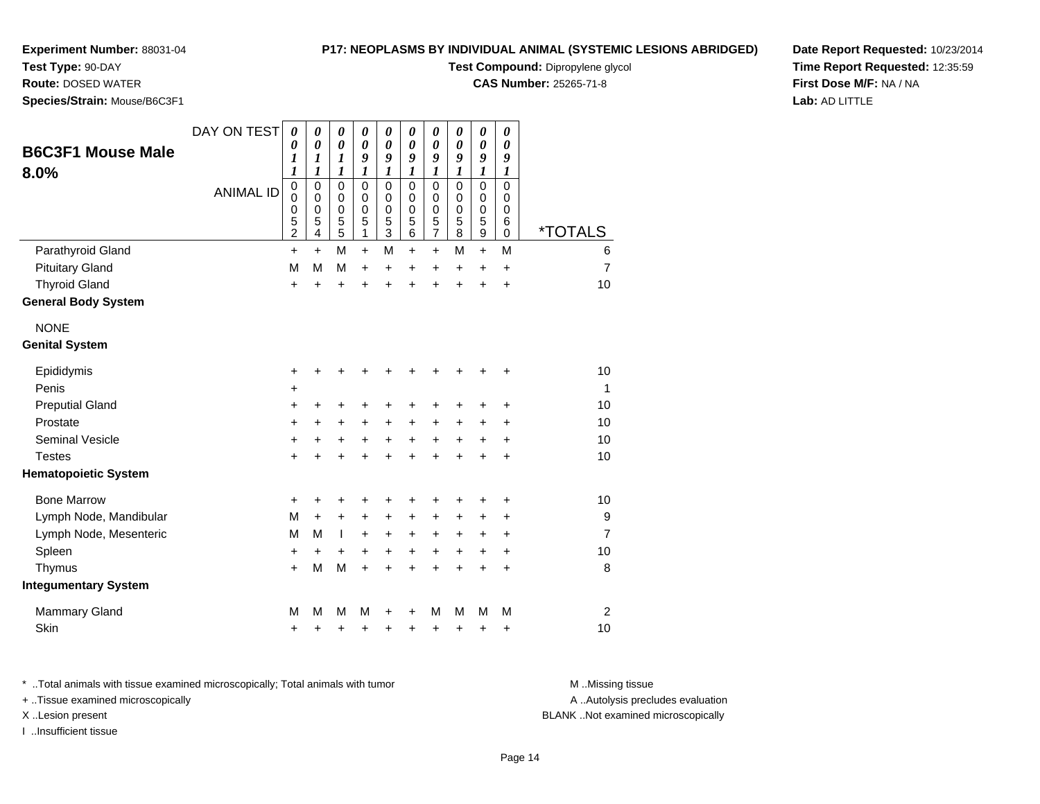**Experiment Number:** 88031-04
**Test Type:** 90-DAY
**Route:** DOSED WATER
**Species/Strain:** Mouse/B6C3F1

**P17: NEOPLASMS BY INDIVIDUAL ANIMAL (SYSTEMIC LESIONS ABRIDGED)**
**Test Compound:** Dipropylene glycol
**CAS Number:** 25265-71-8

**Date Report Requested:** 10/23/2014
**Time Report Requested:** 12:35:59
**First Dose M/F:** NA / NA
**Lab:** AD LITTLE

## B6C3F1 Mouse Male 8.0%

| DAY ON TEST | 0011 | 0011 | 0011 | 0091 | 0091 | 0091 | 0091 | 0091 | 0091 | 0091 | |
|---|---|---|---|---|---|---|---|---|---|---|---|
| ANIMAL ID | 00052 | 00054 | 00055 | 00051 | 00053 | 00056 | 00057 | 00058 | 00059 | 00060 | *TOTALS |
| Parathyroid Gland | + | + | M | + | M | + | + | M | + | M | 6 |
| Pituitary Gland | M | M | M | + | + | + | + | + | + | + | 7 |
| Thyroid Gland | + | + | + | + | + | + | + | + | + | + | 10 |
| **General Body System** | | | | | | | | | | | |
| NONE | | | | | | | | | | | |
| **Genital System** | | | | | | | | | | | |
| Epididymis | + | + | + | + | + | + | + | + | + | + | 10 |
| Penis | + | | | | | | | | | | 1 |
| Preputial Gland | + | + | + | + | + | + | + | + | + | + | 10 |
| Prostate | + | + | + | + | + | + | + | + | + | + | 10 |
| Seminal Vesicle | + | + | + | + | + | + | + | + | + | + | 10 |
| Testes | + | + | + | + | + | + | + | + | + | + | 10 |
| **Hematopoietic System** | | | | | | | | | | | |
| Bone Marrow | + | + | + | + | + | + | + | + | + | + | 10 |
| Lymph Node, Mandibular | M | + | + | + | + | + | + | + | + | + | 9 |
| Lymph Node, Mesenteric | M | M | I | + | + | + | + | + | + | + | 7 |
| Spleen | + | + | + | + | + | + | + | + | + | + | 10 |
| Thymus | + | M | M | + | + | + | + | + | + | + | 8 |
| **Integumentary System** | | | | | | | | | | | |
| Mammary Gland | M | M | M | M | + | + | M | M | M | M | 2 |
| Skin | + | + | + | + | + | + | + | + | + | + | 10 |

* ..Total animals with tissue examined microscopically; Total animals with tumor
+ ..Tissue examined microscopically
X ..Lesion present
I ..Insufficient tissue

M ..Missing tissue
A ..Autolysis precludes evaluation
BLANK ..Not examined microscopically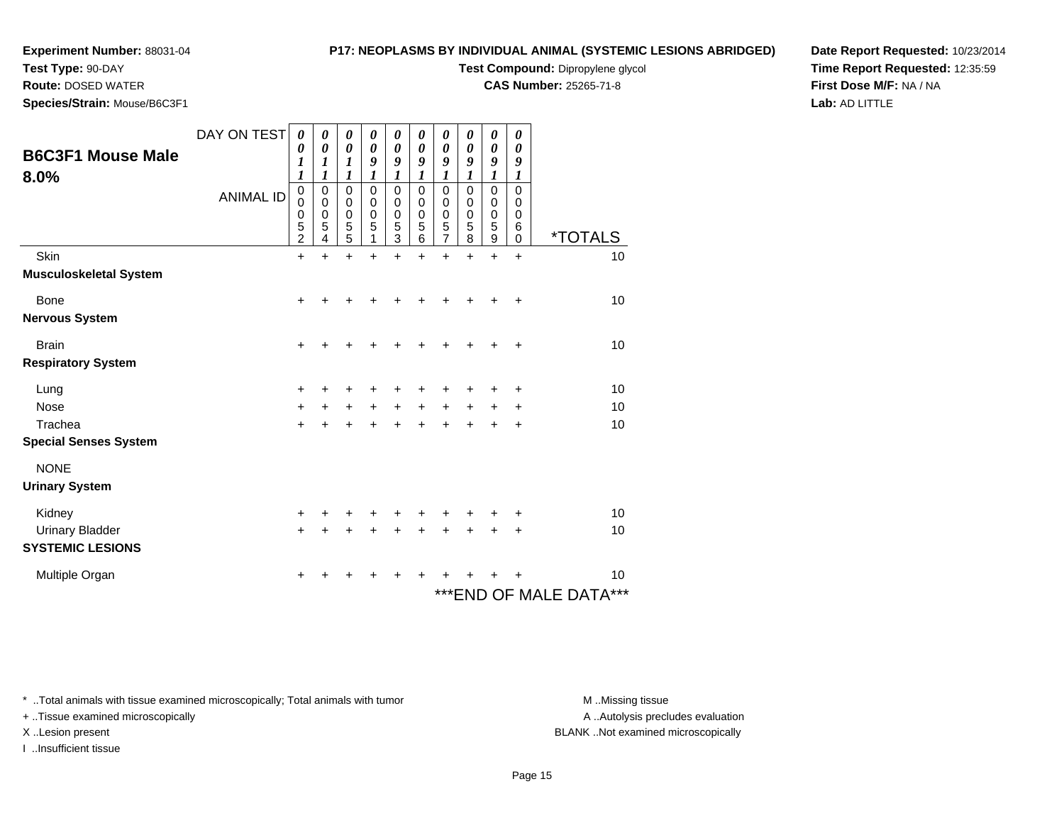**Experiment Number:** 88031-04
**Test Type:** 90-DAY
**Route:** DOSED WATER
**Species/Strain:** Mouse/B6C3F1

**P17: NEOPLASMS BY INDIVIDUAL ANIMAL (SYSTEMIC LESIONS ABRIDGED)**
**Test Compound:** Dipropylene glycol
**CAS Number:** 25265-71-8

**Date Report Requested:** 10/23/2014
**Time Report Requested:** 12:35:59
**First Dose M/F:** NA / NA
**Lab:** AD LITTLE

## B6C3F1 Mouse Male 8.0%

| DAY ON TEST | 0011 | 0011 | 0011 | 0091 | 0091 | 0091 | 0091 | 0091 | 0091 | 0091 | |
|---|---|---|---|---|---|---|---|---|---|---|---|
| **ANIMAL ID** | 00052 | 00054 | 00055 | 00051 | 00053 | 00056 | 00057 | 00058 | 00059 | 00060 | ***TOTALS** |
| Skin | + | + | + | + | + | + | + | + | + | + | 10 |
| **Musculoskeletal System** | | | | | | | | | | | |
| Bone | + | + | + | + | + | + | + | + | + | + | 10 |
| **Nervous System** | | | | | | | | | | | |
| Brain | + | + | + | + | + | + | + | + | + | + | 10 |
| **Respiratory System** | | | | | | | | | | | |
| Lung | + | + | + | + | + | + | + | + | + | + | 10 |
| Nose | + | + | + | + | + | + | + | + | + | + | 10 |
| Trachea | + | + | + | + | + | + | + | + | + | + | 10 |
| **Special Senses System** | | | | | | | | | | | |
| NONE | | | | | | | | | | | |
| **Urinary System** | | | | | | | | | | | |
| Kidney | + | + | + | + | + | + | + | + | + | + | 10 |
| Urinary Bladder | + | + | + | + | + | + | + | + | + | + | 10 |
| **SYSTEMIC LESIONS** | | | | | | | | | | | |
| Multiple Organ | + | + | + | + | + | + | + | + | + | + | 10 |

***END OF MALE DATA***

* ..Total animals with tissue examined microscopically; Total animals with tumor
+ ..Tissue examined microscopically
X ..Lesion present
I ..Insufficient tissue

M ..Missing tissue
A ..Autolysis precludes evaluation
BLANK ..Not examined microscopically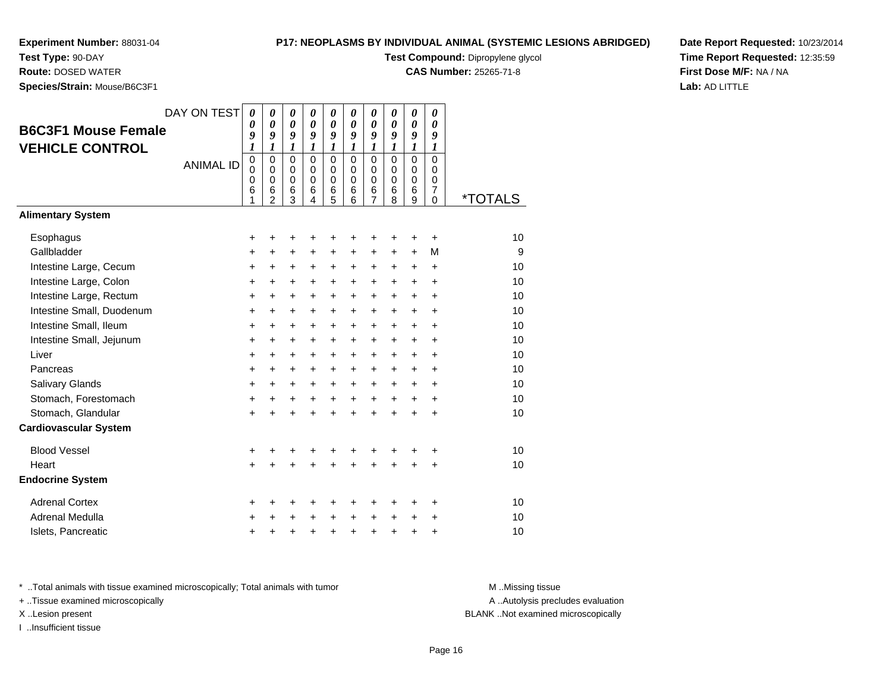**Experiment Number:** 88031-04
**Test Type:** 90-DAY
**Route:** DOSED WATER
**Species/Strain:** Mouse/B6C3F1

**P17: NEOPLASMS BY INDIVIDUAL ANIMAL (SYSTEMIC LESIONS ABRIDGED)**
**Test Compound:** Dipropylene glycol
**CAS Number:** 25265-71-8

**Date Report Requested:** 10/23/2014
**Time Report Requested:** 12:35:59
**First Dose M/F:** NA / NA
**Lab:** AD LITTLE

## B6C3F1 Mouse Female VEHICLE CONTROL

| DAY ON TEST | 0091 | 0091 | 0091 | 0091 | 0091 | 0091 | 0091 | 0091 | 0091 | 0091 | |
|---|---|---|---|---|---|---|---|---|---|---|---|
| ANIMAL ID | 00061 | 00062 | 00063 | 00064 | 00065 | 00066 | 00067 | 00068 | 00069 | 00070 | *TOTALS |
| **Alimentary System** | | | | | | | | | | | |
| Esophagus | + | + | + | + | + | + | + | + | + | + | 10 |
| Gallbladder | + | + | + | + | + | + | + | + | + | M | 9 |
| Intestine Large, Cecum | + | + | + | + | + | + | + | + | + | + | 10 |
| Intestine Large, Colon | + | + | + | + | + | + | + | + | + | + | 10 |
| Intestine Large, Rectum | + | + | + | + | + | + | + | + | + | + | 10 |
| Intestine Small, Duodenum | + | + | + | + | + | + | + | + | + | + | 10 |
| Intestine Small, Ileum | + | + | + | + | + | + | + | + | + | + | 10 |
| Intestine Small, Jejunum | + | + | + | + | + | + | + | + | + | + | 10 |
| Liver | + | + | + | + | + | + | + | + | + | + | 10 |
| Pancreas | + | + | + | + | + | + | + | + | + | + | 10 |
| Salivary Glands | + | + | + | + | + | + | + | + | + | + | 10 |
| Stomach, Forestomach | + | + | + | + | + | + | + | + | + | + | 10 |
| Stomach, Glandular | + | + | + | + | + | + | + | + | + | + | 10 |
| **Cardiovascular System** | | | | | | | | | | | |
| Blood Vessel | + | + | + | + | + | + | + | + | + | + | 10 |
| Heart | + | + | + | + | + | + | + | + | + | + | 10 |
| **Endocrine System** | | | | | | | | | | | |
| Adrenal Cortex | + | + | + | + | + | + | + | + | + | + | 10 |
| Adrenal Medulla | + | + | + | + | + | + | + | + | + | + | 10 |
| Islets, Pancreatic | + | + | + | + | + | + | + | + | + | + | 10 |

* ..Total animals with tissue examined microscopically; Total animals with tumor
+ ..Tissue examined microscopically
X ..Lesion present
I ..Insufficient tissue

M ..Missing tissue
A ..Autolysis precludes evaluation
BLANK ..Not examined microscopically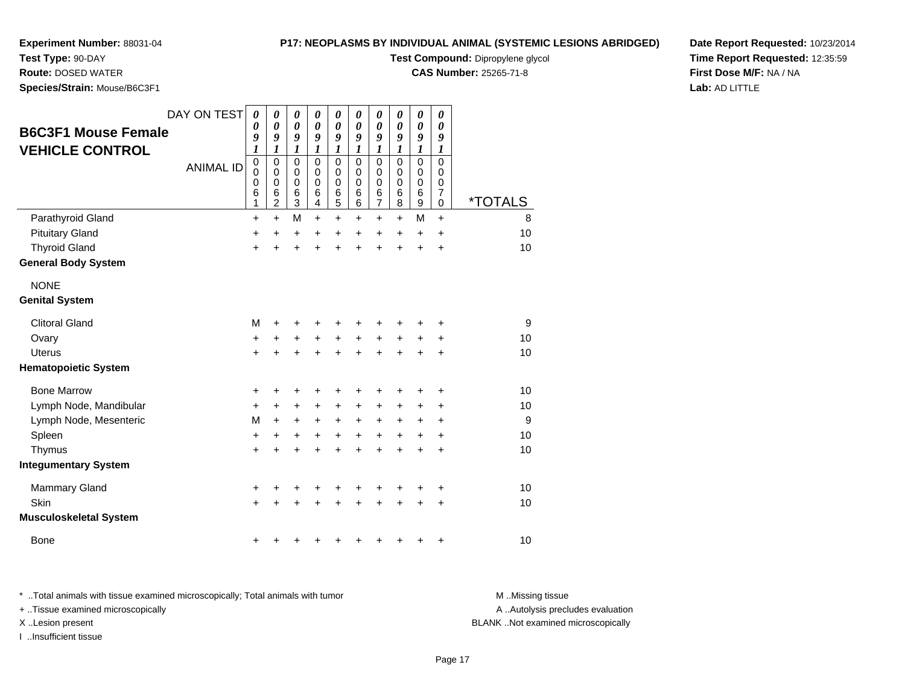**Experiment Number:** 88031-04
**Test Type:** 90-DAY
**Route:** DOSED WATER
**Species/Strain:** Mouse/B6C3F1

**P17: NEOPLASMS BY INDIVIDUAL ANIMAL (SYSTEMIC LESIONS ABRIDGED)**
**Test Compound:** Dipropylene glycol
**CAS Number:** 25265-71-8

**Date Report Requested:** 10/23/2014
**Time Report Requested:** 12:35:59
**First Dose M/F:** NA / NA
**Lab:** AD LITTLE

## B6C3F1 Mouse Female VEHICLE CONTROL

| DAY ON TEST | 0091 | 0091 | 0091 | 0091 | 0091 | 0091 | 0091 | 0091 | 0091 | 0091 | |
|---|---|---|---|---|---|---|---|---|---|---|---|
| ANIMAL ID | 00061 | 00062 | 00063 | 00064 | 00065 | 00066 | 00067 | 00068 | 00069 | 00070 | *TOTALS |
| Parathyroid Gland | + | + | M | + | + | + | + | + | M | + | 8 |
| Pituitary Gland | + | + | + | + | + | + | + | + | + | + | 10 |
| Thyroid Gland | + | + | + | + | + | + | + | + | + | + | 10 |
| **General Body System** | | | | | | | | | | | |
| NONE | | | | | | | | | | | |
| **Genital System** | | | | | | | | | | | |
| Clitoral Gland | M | + | + | + | + | + | + | + | + | + | 9 |
| Ovary | + | + | + | + | + | + | + | + | + | + | 10 |
| Uterus | + | + | + | + | + | + | + | + | + | + | 10 |
| **Hematopoietic System** | | | | | | | | | | | |
| Bone Marrow | + | + | + | + | + | + | + | + | + | + | 10 |
| Lymph Node, Mandibular | + | + | + | + | + | + | + | + | + | + | 10 |
| Lymph Node, Mesenteric | M | + | + | + | + | + | + | + | + | + | 9 |
| Spleen | + | + | + | + | + | + | + | + | + | + | 10 |
| Thymus | + | + | + | + | + | + | + | + | + | + | 10 |
| **Integumentary System** | | | | | | | | | | | |
| Mammary Gland | + | + | + | + | + | + | + | + | + | + | 10 |
| Skin | + | + | + | + | + | + | + | + | + | + | 10 |
| **Musculoskeletal System** | | | | | | | | | | | |
| Bone | + | + | + | + | + | + | + | + | + | + | 10 |

\* ..Total animals with tissue examined microscopically; Total animals with tumor
+ ..Tissue examined microscopically
X ..Lesion present
I ..Insufficient tissue

M ..Missing tissue
A ..Autolysis precludes evaluation
BLANK ..Not examined microscopically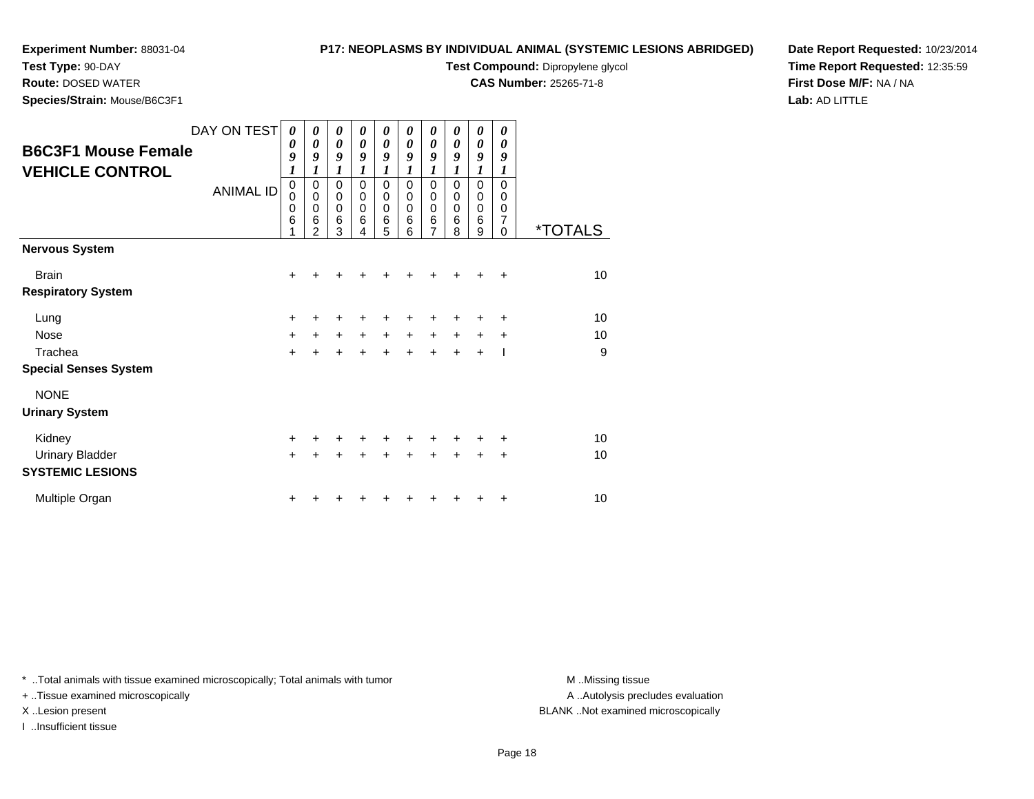**Experiment Number:** 88031-04
**Test Type:** 90-DAY
**Route:** DOSED WATER
**Species/Strain:** Mouse/B6C3F1

**P17: NEOPLASMS BY INDIVIDUAL ANIMAL (SYSTEMIC LESIONS ABRIDGED)**
**Test Compound:** Dipropylene glycol
**CAS Number:** 25265-71-8

**Date Report Requested:** 10/23/2014
**Time Report Requested:** 12:35:59
**First Dose M/F:** NA / NA
**Lab:** AD LITTLE

## B6C3F1 Mouse Female VEHICLE CONTROL

| DAY ON TEST | 0091 | 0091 | 0091 | 0091 | 0091 | 0091 | 0091 | 0091 | 0091 | 0091 | |
|---|---|---|---|---|---|---|---|---|---|---|---|
| **ANIMAL ID** | 00061 | 00062 | 00063 | 00064 | 00065 | 00066 | 00067 | 00068 | 00069 | 00070 | ***TOTALS** |
| **Nervous System** | | | | | | | | | | | |
| Brain | + | + | + | + | + | + | + | + | + | + | 10 |
| **Respiratory System** | | | | | | | | | | | |
| Lung | + | + | + | + | + | + | + | + | + | + | 10 |
| Nose | + | + | + | + | + | + | + | + | + | + | 10 |
| Trachea | + | + | + | + | + | + | + | + | + | I | 9 |
| **Special Senses System** | | | | | | | | | | | |
| NONE | | | | | | | | | | | |
| **Urinary System** | | | | | | | | | | | |
| Kidney | + | + | + | + | + | + | + | + | + | + | 10 |
| Urinary Bladder | + | + | + | + | + | + | + | + | + | + | 10 |
| **SYSTEMIC LESIONS** | | | | | | | | | | | |
| Multiple Organ | + | + | + | + | + | + | + | + | + | + | 10 |

* ..Total animals with tissue examined microscopically; Total animals with tumor
+ ..Tissue examined microscopically
X ..Lesion present
I ..Insufficient tissue

M ..Missing tissue
A ..Autolysis precludes evaluation
BLANK ..Not examined microscopically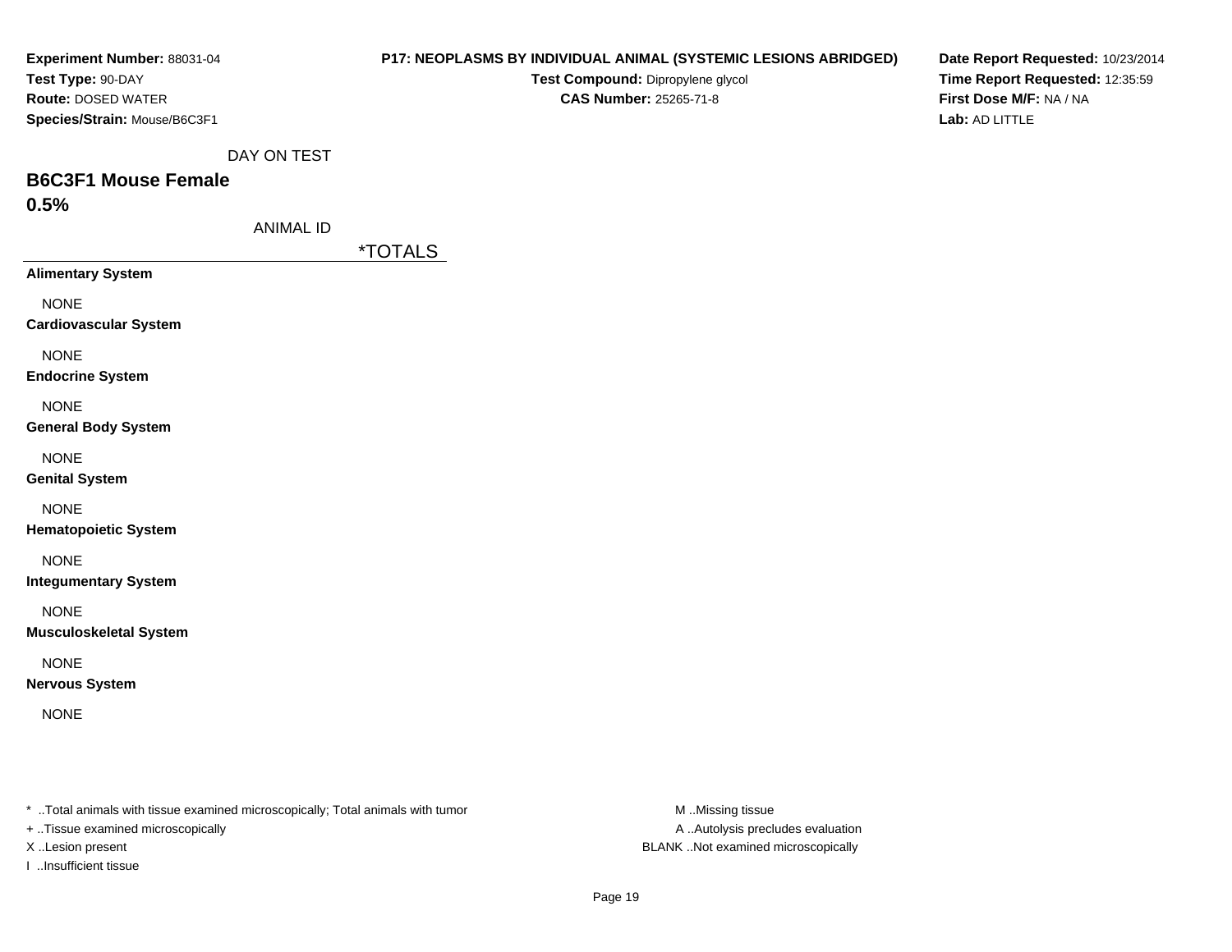**Experiment Number:** 88031-04
**Test Type:** 90-DAY
**Route:** DOSED WATER
**Species/Strain:** Mouse/B6C3F1

**P17: NEOPLASMS BY INDIVIDUAL ANIMAL (SYSTEMIC LESIONS ABRIDGED)**
**Test Compound:** Dipropylene glycol
**CAS Number:** 25265-71-8

**Date Report Requested:** 10/23/2014
**Time Report Requested:** 12:35:59
**First Dose M/F:** NA / NA
**Lab:** AD LITTLE

DAY ON TEST

## B6C3F1 Mouse Female
## 0.5%

ANIMAL ID

| | *TOTALS |
|---|---|
| **Alimentary System** | |
| NONE | |
| **Cardiovascular System** | |
| NONE | |
| **Endocrine System** | |
| NONE | |
| **General Body System** | |
| NONE | |
| **Genital System** | |
| NONE | |
| **Hematopoietic System** | |
| NONE | |
| **Integumentary System** | |
| NONE | |
| **Musculoskeletal System** | |
| NONE | |
| **Nervous System** | |
| NONE | |

* ..Total animals with tissue examined microscopically; Total animals with tumor
+ ..Tissue examined microscopically
X ..Lesion present
I ..Insufficient tissue

M ..Missing tissue
A ..Autolysis precludes evaluation
BLANK ..Not examined microscopically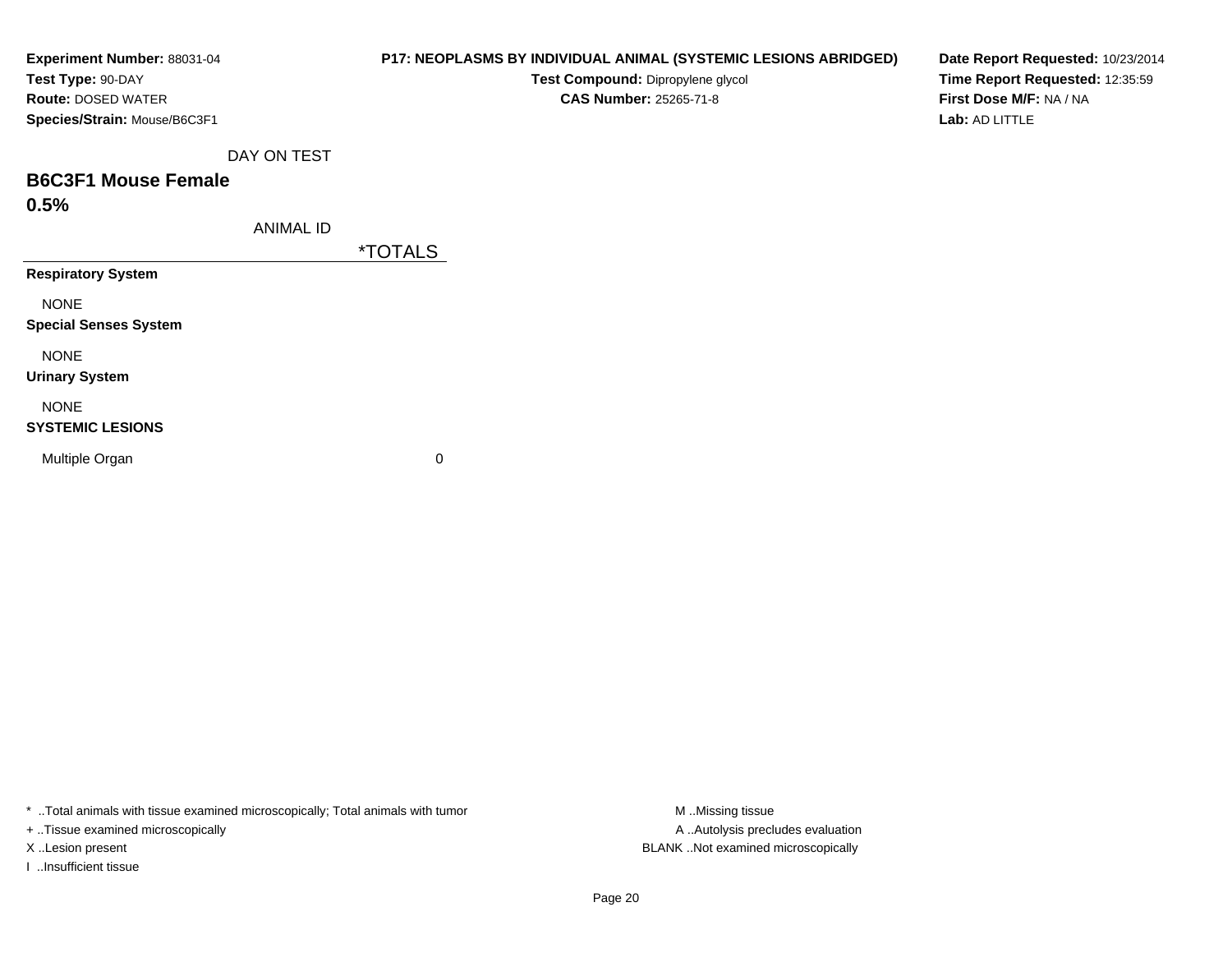**Experiment Number:** 88031-04
**Test Type:** 90-DAY
**Route:** DOSED WATER
**Species/Strain:** Mouse/B6C3F1

**P17: NEOPLASMS BY INDIVIDUAL ANIMAL (SYSTEMIC LESIONS ABRIDGED)**
**Test Compound:** Dipropylene glycol
**CAS Number:** 25265-71-8

**Date Report Requested:** 10/23/2014
**Time Report Requested:** 12:35:59
**First Dose M/F:** NA / NA
**Lab:** AD LITTLE

DAY ON TEST

## B6C3F1 Mouse Female
## 0.5%

| ANIMAL ID | *TOTALS |
|---|---|
| **Respiratory System** | |
| NONE | |
| **Special Senses System** | |
| NONE | |
| **Urinary System** | |
| NONE | |
| **SYSTEMIC LESIONS** | |
| Multiple Organ | 0 |

* ..Total animals with tissue examined microscopically; Total animals with tumor
+ ..Tissue examined microscopically
X ..Lesion present
I ..Insufficient tissue

M ..Missing tissue
A ..Autolysis precludes evaluation
BLANK ..Not examined microscopically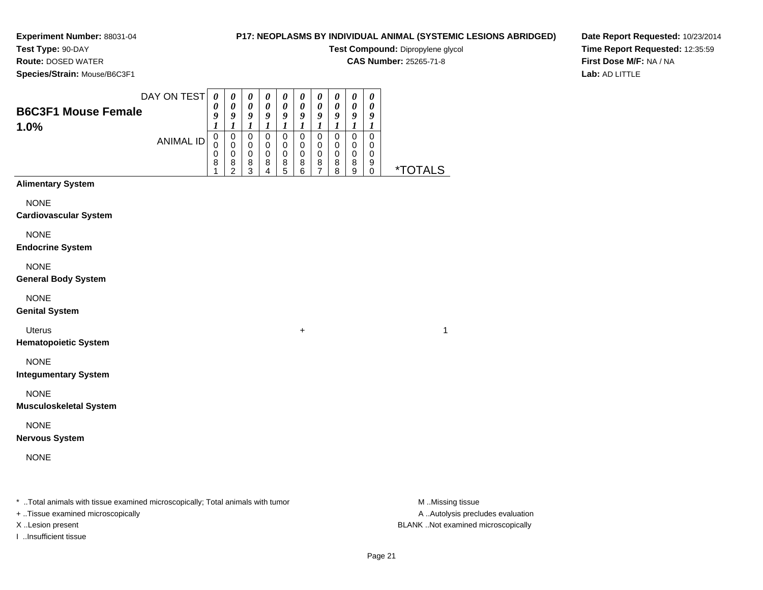**Experiment Number:** 88031-04
**Test Type:** 90-DAY
**Route:** DOSED WATER
**Species/Strain:** Mouse/B6C3F1

**P17: NEOPLASMS BY INDIVIDUAL ANIMAL (SYSTEMIC LESIONS ABRIDGED)**
**Test Compound:** Dipropylene glycol
**CAS Number:** 25265-71-8

**Date Report Requested:** 10/23/2014
**Time Report Requested:** 12:35:59
**First Dose M/F:** NA / NA
**Lab:** AD LITTLE

## B6C3F1 Mouse Female 1.0%

| DAY ON TEST | 0091 | 0091 | 0091 | 0091 | 0091 | 0091 | 0091 | 0091 | 0091 | 0091 | |
|---|---|---|---|---|---|---|---|---|---|---|---|
| ANIMAL ID | 00081 | 00082 | 00083 | 00084 | 00085 | 00086 | 00087 | 00088 | 00089 | 00090 | *TOTALS |
| **Alimentary System** | | | | | | | | | | | |
| NONE | | | | | | | | | | | |
| **Cardiovascular System** | | | | | | | | | | | |
| NONE | | | | | | | | | | | |
| **Endocrine System** | | | | | | | | | | | |
| NONE | | | | | | | | | | | |
| **General Body System** | | | | | | | | | | | |
| NONE | | | | | | | | | | | |
| **Genital System** | | | | | | | | | | | |
| Uterus | | | | | | + | | | | | 1 |
| **Hematopoietic System** | | | | | | | | | | | |
| NONE | | | | | | | | | | | |
| **Integumentary System** | | | | | | | | | | | |
| NONE | | | | | | | | | | | |
| **Musculoskeletal System** | | | | | | | | | | | |
| NONE | | | | | | | | | | | |
| **Nervous System** | | | | | | | | | | | |
| NONE | | | | | | | | | | | |

* ..Total animals with tissue examined microscopically; Total animals with tumor
+ ..Tissue examined microscopically
X ..Lesion present
I ..Insufficient tissue

M ..Missing tissue
A ..Autolysis precludes evaluation
BLANK ..Not examined microscopically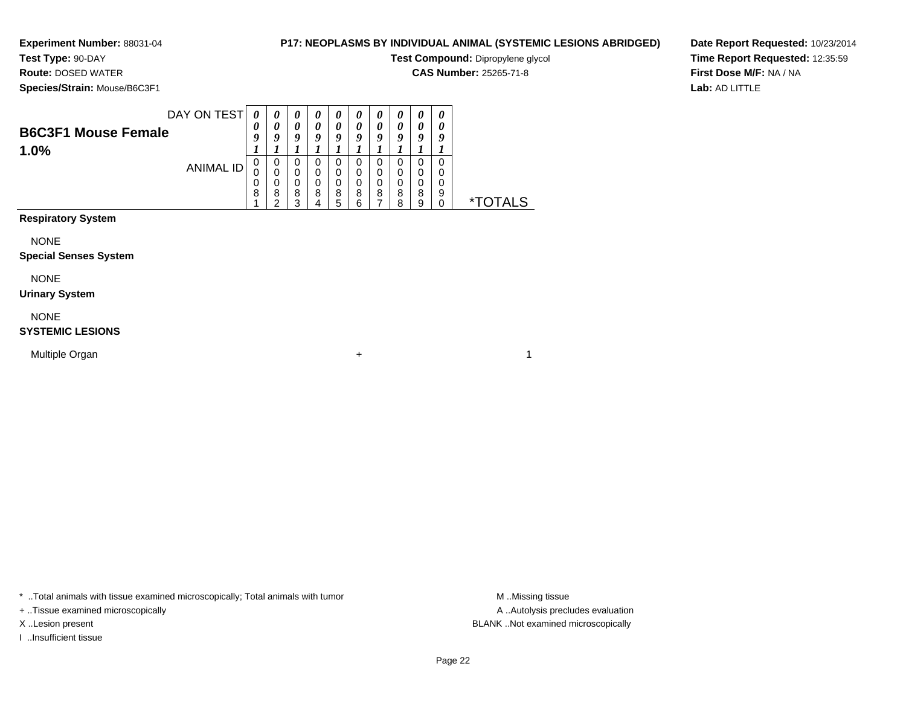**Experiment Number:** 88031-04
**Test Type:** 90-DAY
**Route:** DOSED WATER
**Species/Strain:** Mouse/B6C3F1

**P17: NEOPLASMS BY INDIVIDUAL ANIMAL (SYSTEMIC LESIONS ABRIDGED)**
**Test Compound:** Dipropylene glycol
**CAS Number:** 25265-71-8

**Date Report Requested:** 10/23/2014
**Time Report Requested:** 12:35:59
**First Dose M/F:** NA / NA
**Lab:** AD LITTLE

## B6C3F1 Mouse Female 1.0%

| DAY ON TEST | 0091 | 0091 | 0091 | 0091 | 0091 | 0091 | 0091 | 0091 | 0091 | 0091 | |
|---|---|---|---|---|---|---|---|---|---|---|---|
| ANIMAL ID | 00081 | 00082 | 00083 | 00084 | 00085 | 00086 | 00087 | 00088 | 00089 | 00090 | *TOTALS |
| **Respiratory System** | | | | | | | | | | | |
| NONE | | | | | | | | | | | |
| **Special Senses System** | | | | | | | | | | | |
| NONE | | | | | | | | | | | |
| **Urinary System** | | | | | | | | | | | |
| NONE | | | | | | | | | | | |
| **SYSTEMIC LESIONS** | | | | | | | | | | | |
| Multiple Organ | | | | | | + | | | | | 1 |

* ..Total animals with tissue examined microscopically; Total animals with tumor
+ ..Tissue examined microscopically
X ..Lesion present
I ..Insufficient tissue

M ..Missing tissue
A ..Autolysis precludes evaluation
BLANK ..Not examined microscopically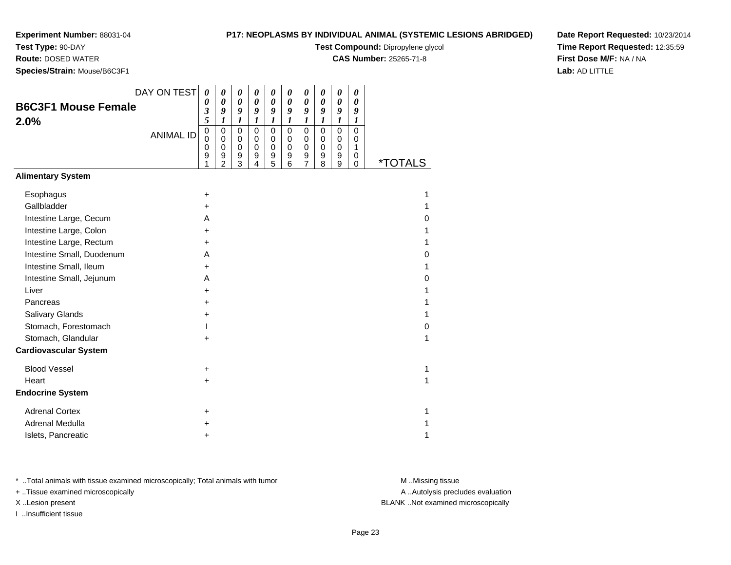**Experiment Number:** 88031-04
**Test Type:** 90-DAY
**Route:** DOSED WATER
**Species/Strain:** Mouse/B6C3F1

**P17: NEOPLASMS BY INDIVIDUAL ANIMAL (SYSTEMIC LESIONS ABRIDGED)**
**Test Compound:** Dipropylene glycol
**CAS Number:** 25265-71-8

**Date Report Requested:** 10/23/2014
**Time Report Requested:** 12:35:59
**First Dose M/F:** NA / NA
**Lab:** AD LITTLE

## B6C3F1 Mouse Female 2.0%

| DAY ON TEST | 0035 | 0091 | 0091 | 0091 | 0091 | 0091 | 0091 | 0091 | 0091 | 0091 | |
|---|---|---|---|---|---|---|---|---|---|---|---|
| ANIMAL ID | 00091 | 00092 | 00093 | 00094 | 00095 | 00096 | 00097 | 00098 | 00099 | 00100 | *TOTALS |
| **Alimentary System** | | | | | | | | | | | |
| Esophagus | + | | | | | | | | | | 1 |
| Gallbladder | + | | | | | | | | | | 1 |
| Intestine Large, Cecum | A | | | | | | | | | | 0 |
| Intestine Large, Colon | + | | | | | | | | | | 1 |
| Intestine Large, Rectum | + | | | | | | | | | | 1 |
| Intestine Small, Duodenum | A | | | | | | | | | | 0 |
| Intestine Small, Ileum | + | | | | | | | | | | 1 |
| Intestine Small, Jejunum | A | | | | | | | | | | 0 |
| Liver | + | | | | | | | | | | 1 |
| Pancreas | + | | | | | | | | | | 1 |
| Salivary Glands | + | | | | | | | | | | 1 |
| Stomach, Forestomach | I | | | | | | | | | | 0 |
| Stomach, Glandular | + | | | | | | | | | | 1 |
| **Cardiovascular System** | | | | | | | | | | | |
| Blood Vessel | + | | | | | | | | | | 1 |
| Heart | + | | | | | | | | | | 1 |
| **Endocrine System** | | | | | | | | | | | |
| Adrenal Cortex | + | | | | | | | | | | 1 |
| Adrenal Medulla | + | | | | | | | | | | 1 |
| Islets, Pancreatic | + | | | | | | | | | | 1 |

* ..Total animals with tissue examined microscopically; Total animals with tumor
+ ..Tissue examined microscopically
X ..Lesion present
I ..Insufficient tissue

M ..Missing tissue
A ..Autolysis precludes evaluation
BLANK ..Not examined microscopically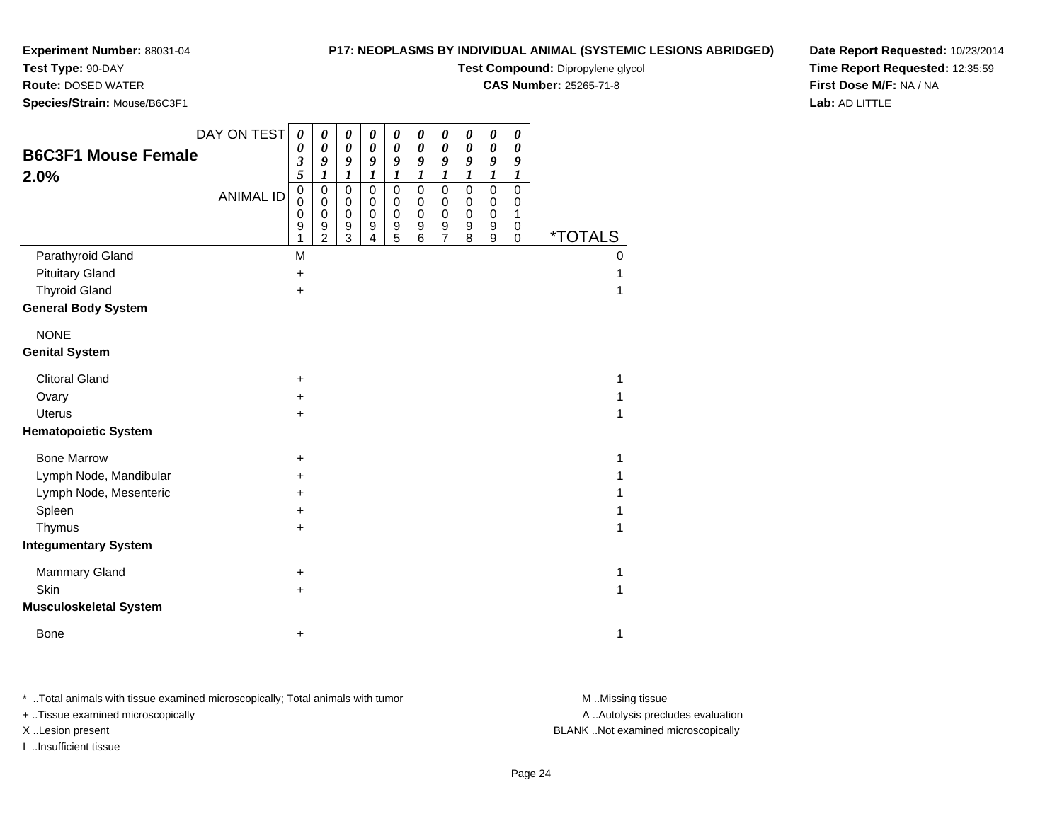**Experiment Number:** 88031-04
**Test Type:** 90-DAY
**Route:** DOSED WATER
**Species/Strain:** Mouse/B6C3F1

**P17: NEOPLASMS BY INDIVIDUAL ANIMAL (SYSTEMIC LESIONS ABRIDGED)**
**Test Compound:** Dipropylene glycol
**CAS Number:** 25265-71-8

**Date Report Requested:** 10/23/2014
**Time Report Requested:** 12:35:59
**First Dose M/F:** NA / NA
**Lab:** AD LITTLE

## B6C3F1 Mouse Female 2.0%

| DAY ON TEST | 0035 | 0091 | 0091 | 0091 | 0091 | 0091 | 0091 | 0091 | 0091 | 0091 | |
|---|---|---|---|---|---|---|---|---|---|---|---|
| ANIMAL ID | 00091 | 00092 | 00093 | 00094 | 00095 | 00096 | 00097 | 00098 | 00099 | 00100 | *TOTALS |
| Parathyroid Gland | M | | | | | | | | | | 0 |
| Pituitary Gland | + | | | | | | | | | | 1 |
| Thyroid Gland | + | | | | | | | | | | 1 |
| **General Body System** | | | | | | | | | | | |
| NONE | | | | | | | | | | | |
| **Genital System** | | | | | | | | | | | |
| Clitoral Gland | + | | | | | | | | | | 1 |
| Ovary | + | | | | | | | | | | 1 |
| Uterus | + | | | | | | | | | | 1 |
| **Hematopoietic System** | | | | | | | | | | | |
| Bone Marrow | + | | | | | | | | | | 1 |
| Lymph Node, Mandibular | + | | | | | | | | | | 1 |
| Lymph Node, Mesenteric | + | | | | | | | | | | 1 |
| Spleen | + | | | | | | | | | | 1 |
| Thymus | + | | | | | | | | | | 1 |
| **Integumentary System** | | | | | | | | | | | |
| Mammary Gland | + | | | | | | | | | | 1 |
| Skin | + | | | | | | | | | | 1 |
| **Musculoskeletal System** | | | | | | | | | | | |
| Bone | + | | | | | | | | | | 1 |

\* ..Total animals with tissue examined microscopically; Total animals with tumor
\+ ..Tissue examined microscopically
X ..Lesion present
I ..Insufficient tissue

M ..Missing tissue
A ..Autolysis precludes evaluation
BLANK ..Not examined microscopically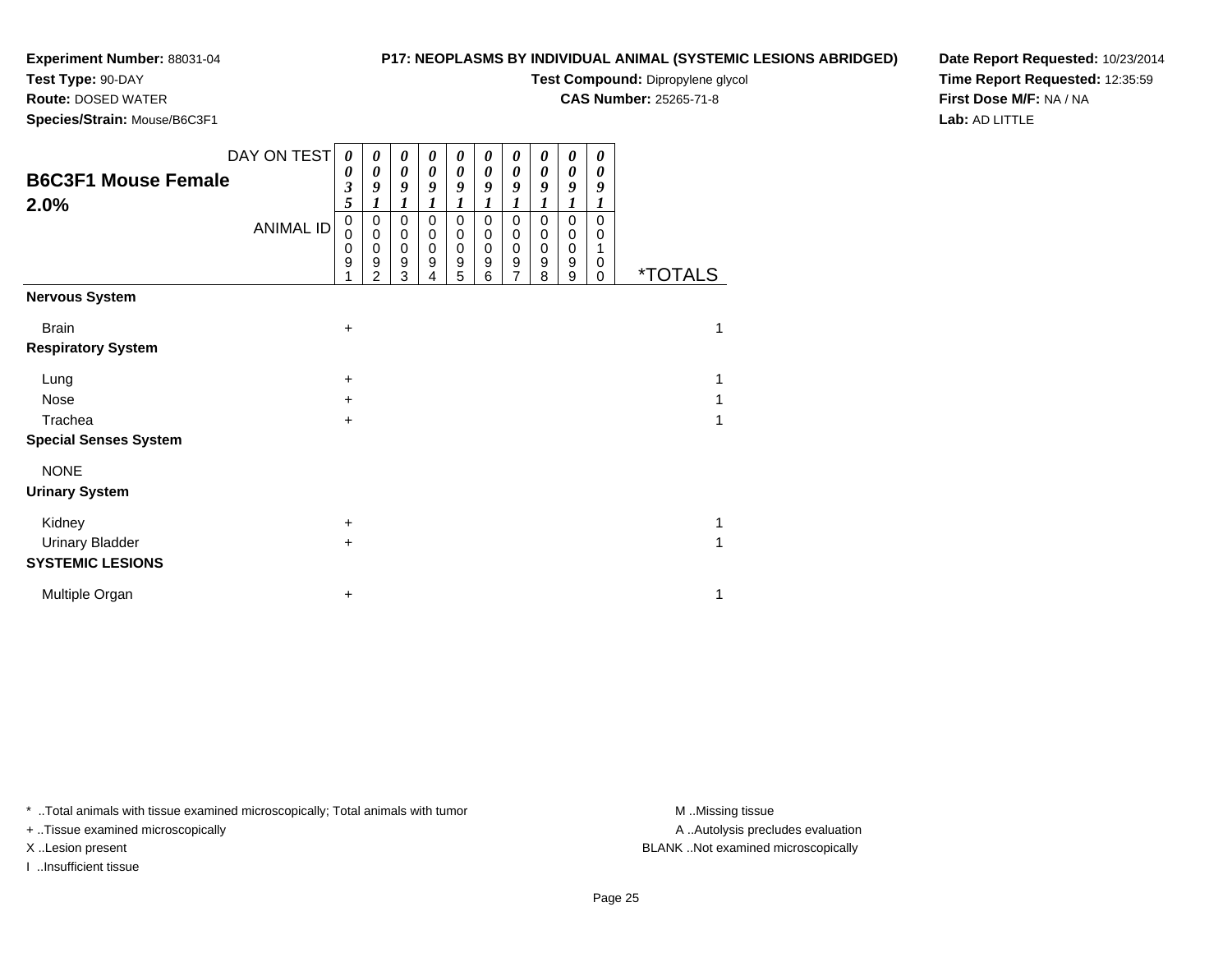**Experiment Number:** 88031-04
**Test Type:** 90-DAY
**Route:** DOSED WATER
**Species/Strain:** Mouse/B6C3F1

**P17: NEOPLASMS BY INDIVIDUAL ANIMAL (SYSTEMIC LESIONS ABRIDGED)**
**Test Compound:** Dipropylene glycol
**CAS Number:** 25265-71-8

**Date Report Requested:** 10/23/2014
**Time Report Requested:** 12:35:59
**First Dose M/F:** NA / NA
**Lab:** AD LITTLE

## B6C3F1 Mouse Female 2.0%

| DAY ON TEST | 0035 | 0091 | 0091 | 0091 | 0091 | 0091 | 0091 | 0091 | 0091 | 0091 | |
|---|---|---|---|---|---|---|---|---|---|---|---|
| ANIMAL ID | 00091 | 00092 | 00093 | 00094 | 00095 | 00096 | 00097 | 00098 | 00099 | 00100 | *TOTALS |
| **Nervous System** | | | | | | | | | | | |
| Brain | + | | | | | | | | | | 1 |
| **Respiratory System** | | | | | | | | | | | |
| Lung | + | | | | | | | | | | 1 |
| Nose | + | | | | | | | | | | 1 |
| Trachea | + | | | | | | | | | | 1 |
| **Special Senses System** | | | | | | | | | | | |
| NONE | | | | | | | | | | | |
| **Urinary System** | | | | | | | | | | | |
| Kidney | + | | | | | | | | | | 1 |
| Urinary Bladder | + | | | | | | | | | | 1 |
| **SYSTEMIC LESIONS** | | | | | | | | | | | |
| Multiple Organ | + | | | | | | | | | | 1 |

* ..Total animals with tissue examined microscopically; Total animals with tumor
+ ..Tissue examined microscopically
X ..Lesion present
I ..Insufficient tissue

M ..Missing tissue
A ..Autolysis precludes evaluation
BLANK ..Not examined microscopically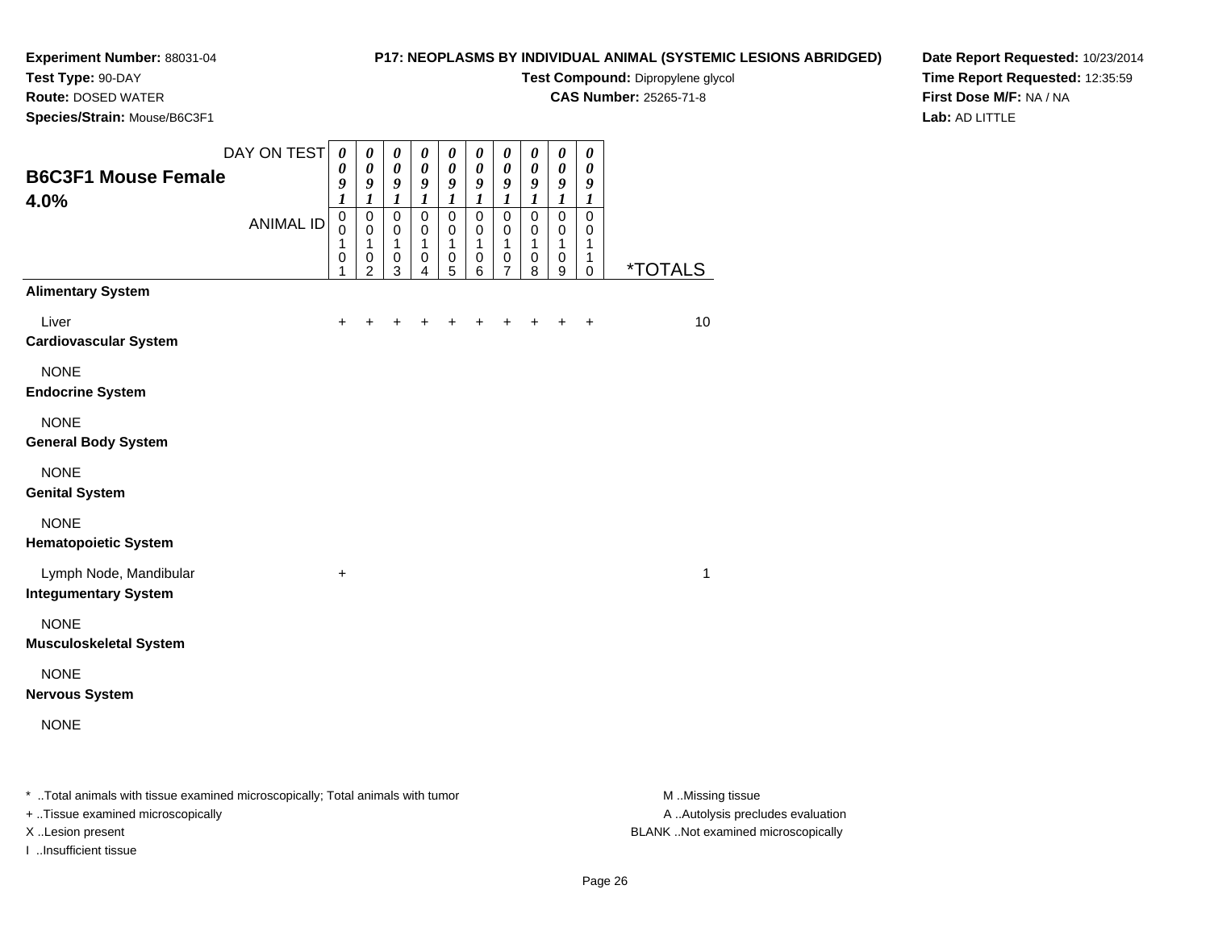**Experiment Number:** 88031-04
**Test Type:** 90-DAY
**Route:** DOSED WATER
**Species/Strain:** Mouse/B6C3F1

**P17: NEOPLASMS BY INDIVIDUAL ANIMAL (SYSTEMIC LESIONS ABRIDGED)**
**Test Compound:** Dipropylene glycol
**CAS Number:** 25265-71-8

**Date Report Requested:** 10/23/2014
**Time Report Requested:** 12:35:59
**First Dose M/F:** NA / NA
**Lab:** AD LITTLE

## B6C3F1 Mouse Female 4.0%

| DAY ON TEST | 0091 | 0091 | 0091 | 0091 | 0091 | 0091 | 0091 | 0091 | 0091 | 0091 | |
|---|---|---|---|---|---|---|---|---|---|---|---|
| ANIMAL ID | 00101 | 00102 | 00103 | 00104 | 00105 | 00106 | 00107 | 00108 | 00109 | 00110 | *TOTALS |
| **Alimentary System** | | | | | | | | | | | |
| Liver | + | + | + | + | + | + | + | + | + | + | 10 |
| **Cardiovascular System** | | | | | | | | | | | |
| NONE | | | | | | | | | | | |
| **Endocrine System** | | | | | | | | | | | |
| NONE | | | | | | | | | | | |
| **General Body System** | | | | | | | | | | | |
| NONE | | | | | | | | | | | |
| **Genital System** | | | | | | | | | | | |
| NONE | | | | | | | | | | | |
| **Hematopoietic System** | | | | | | | | | | | |
| Lymph Node, Mandibular | + | | | | | | | | | | 1 |
| **Integumentary System** | | | | | | | | | | | |
| NONE | | | | | | | | | | | |
| **Musculoskeletal System** | | | | | | | | | | | |
| NONE | | | | | | | | | | | |
| **Nervous System** | | | | | | | | | | | |
| NONE | | | | | | | | | | | |

* ..Total animals with tissue examined microscopically; Total animals with tumor
+ ..Tissue examined microscopically
X ..Lesion present
I ..Insufficient tissue

M ..Missing tissue
A ..Autolysis precludes evaluation
BLANK ..Not examined microscopically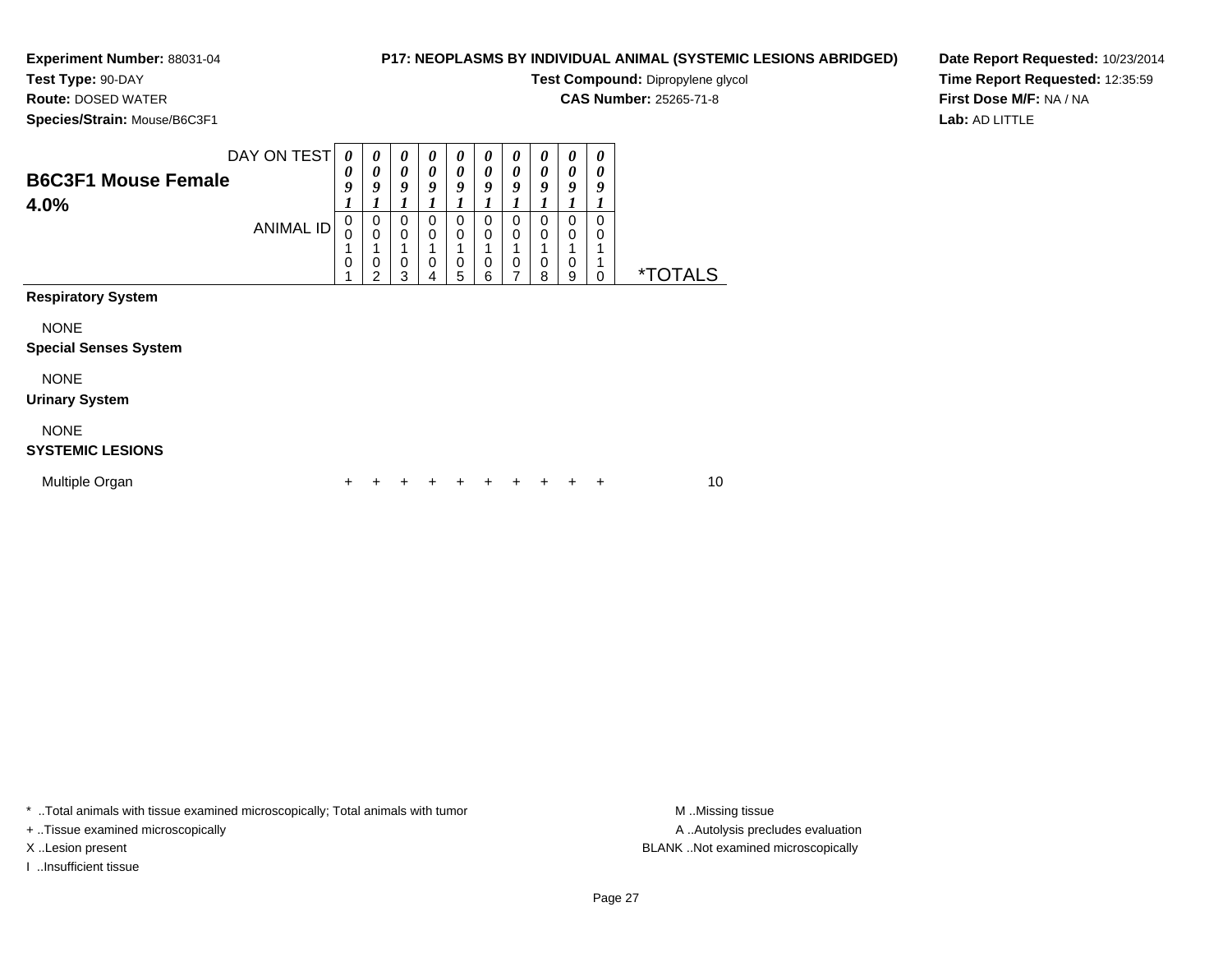**Experiment Number:** 88031-04
**Test Type:** 90-DAY
**Route:** DOSED WATER
**Species/Strain:** Mouse/B6C3F1

**P17: NEOPLASMS BY INDIVIDUAL ANIMAL (SYSTEMIC LESIONS ABRIDGED)**
**Test Compound:** Dipropylene glycol
**CAS Number:** 25265-71-8

**Date Report Requested:** 10/23/2014
**Time Report Requested:** 12:35:59
**First Dose M/F:** NA / NA
**Lab:** AD LITTLE

## B6C3F1 Mouse Female 4.0%

| DAY ON TEST | 0091 | 0091 | 0091 | 0091 | 0091 | 0091 | 0091 | 0091 | 0091 | 0091 | |
|---|---|---|---|---|---|---|---|---|---|---|---|
| ANIMAL ID | 00101 | 00102 | 00103 | 00104 | 00105 | 00106 | 00107 | 00108 | 00109 | 00110 | *TOTALS |
| **Respiratory System** | | | | | | | | | | | |
| NONE | | | | | | | | | | | |
| **Special Senses System** | | | | | | | | | | | |
| NONE | | | | | | | | | | | |
| **Urinary System** | | | | | | | | | | | |
| NONE | | | | | | | | | | | |
| **SYSTEMIC LESIONS** | | | | | | | | | | | |
| Multiple Organ | + | + | + | + | + | + | + | + | + | + | 10 |

* ..Total animals with tissue examined microscopically; Total animals with tumor
+ ..Tissue examined microscopically
X ..Lesion present
I ..Insufficient tissue

M ..Missing tissue
A ..Autolysis precludes evaluation
BLANK ..Not examined microscopically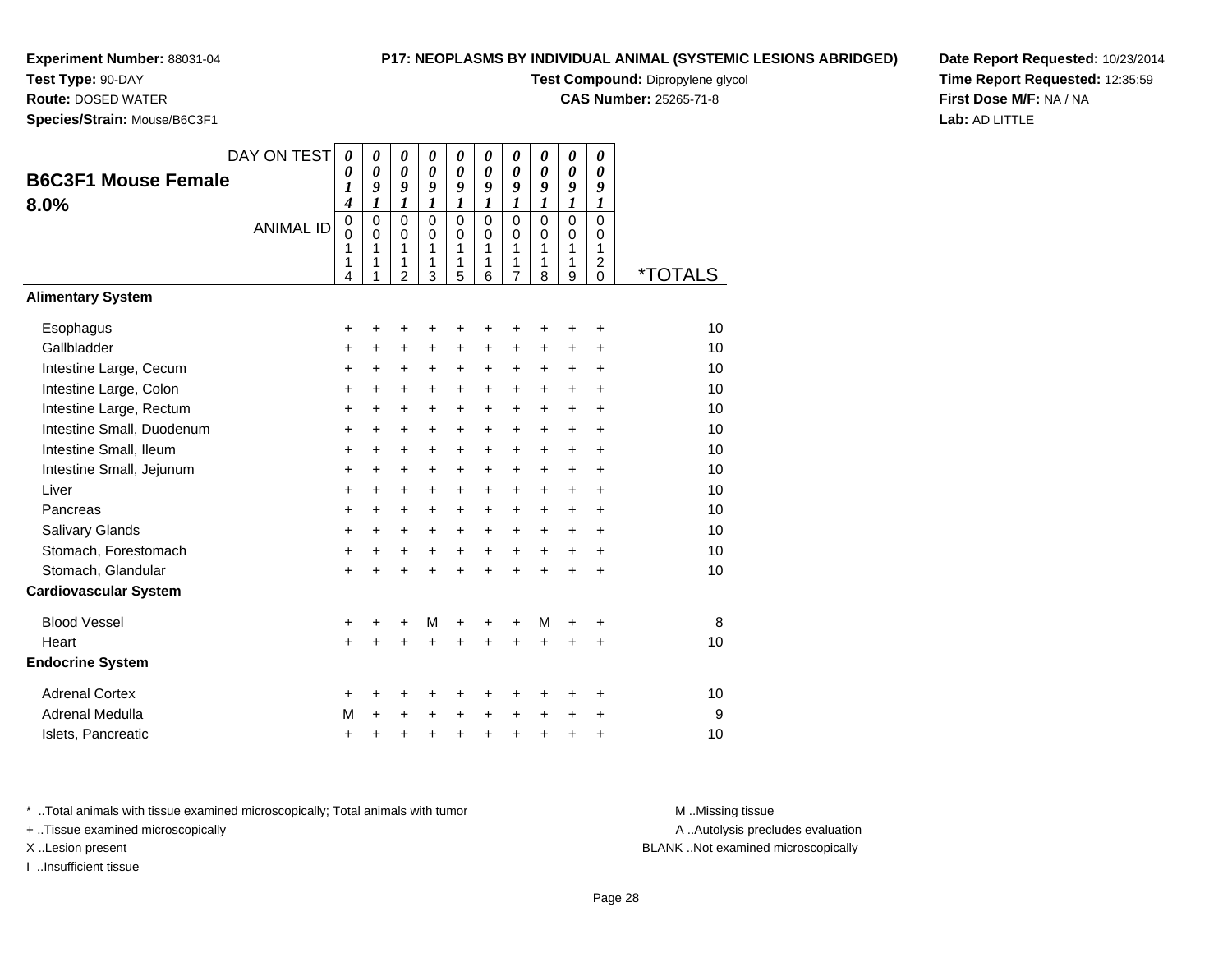**Experiment Number:** 88031-04
**Test Type:** 90-DAY
**Route:** DOSED WATER
**Species/Strain:** Mouse/B6C3F1

**P17: NEOPLASMS BY INDIVIDUAL ANIMAL (SYSTEMIC LESIONS ABRIDGED)**
**Test Compound:** Dipropylene glycol
**CAS Number:** 25265-71-8

**Date Report Requested:** 10/23/2014
**Time Report Requested:** 12:35:59
**First Dose M/F:** NA / NA
**Lab:** AD LITTLE

## B6C3F1 Mouse Female 8.0%

| DAY ON TEST | 0014 | 0091 | 0091 | 0091 | 0091 | 0091 | 0091 | 0091 | 0091 | 0091 | |
|---|---|---|---|---|---|---|---|---|---|---|---|
| ANIMAL ID | 00114 | 00111 | 00112 | 00113 | 00115 | 00116 | 00117 | 00118 | 00119 | 00120 | *TOTALS |
| **Alimentary System** | | | | | | | | | | | |
| Esophagus | + | + | + | + | + | + | + | + | + | + | 10 |
| Gallbladder | + | + | + | + | + | + | + | + | + | + | 10 |
| Intestine Large, Cecum | + | + | + | + | + | + | + | + | + | + | 10 |
| Intestine Large, Colon | + | + | + | + | + | + | + | + | + | + | 10 |
| Intestine Large, Rectum | + | + | + | + | + | + | + | + | + | + | 10 |
| Intestine Small, Duodenum | + | + | + | + | + | + | + | + | + | + | 10 |
| Intestine Small, Ileum | + | + | + | + | + | + | + | + | + | + | 10 |
| Intestine Small, Jejunum | + | + | + | + | + | + | + | + | + | + | 10 |
| Liver | + | + | + | + | + | + | + | + | + | + | 10 |
| Pancreas | + | + | + | + | + | + | + | + | + | + | 10 |
| Salivary Glands | + | + | + | + | + | + | + | + | + | + | 10 |
| Stomach, Forestomach | + | + | + | + | + | + | + | + | + | + | 10 |
| Stomach, Glandular | + | + | + | + | + | + | + | + | + | + | 10 |
| **Cardiovascular System** | | | | | | | | | | | |
| Blood Vessel | + | + | + | M | + | + | + | M | + | + | 8 |
| Heart | + | + | + | + | + | + | + | + | + | + | 10 |
| **Endocrine System** | | | | | | | | | | | |
| Adrenal Cortex | + | + | + | + | + | + | + | + | + | + | 10 |
| Adrenal Medulla | M | + | + | + | + | + | + | + | + | + | 9 |
| Islets, Pancreatic | + | + | + | + | + | + | + | + | + | + | 10 |

* ..Total animals with tissue examined microscopically; Total animals with tumor
+ ..Tissue examined microscopically
X ..Lesion present
I ..Insufficient tissue

M ..Missing tissue
A ..Autolysis precludes evaluation
BLANK ..Not examined microscopically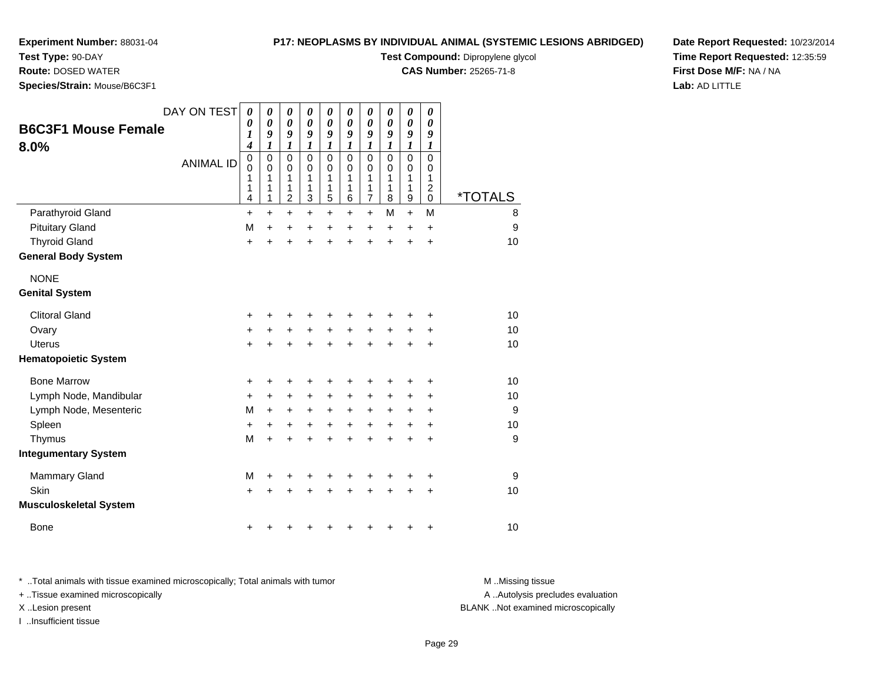**Experiment Number:** 88031-04
**Test Type:** 90-DAY
**Route:** DOSED WATER
**Species/Strain:** Mouse/B6C3F1

**P17: NEOPLASMS BY INDIVIDUAL ANIMAL (SYSTEMIC LESIONS ABRIDGED)**
**Test Compound:** Dipropylene glycol
**CAS Number:** 25265-71-8

**Date Report Requested:** 10/23/2014
**Time Report Requested:** 12:35:59
**First Dose M/F:** NA / NA
**Lab:** AD LITTLE

## B6C3F1 Mouse Female 8.0%

| DAY ON TEST | 0014 | 0091 | 0091 | 0091 | 0091 | 0091 | 0091 | 0091 | 0091 | 0091 | |
|---|---|---|---|---|---|---|---|---|---|---|---|
| ANIMAL ID | 00114 | 00111 | 00112 | 00113 | 00115 | 00116 | 00117 | 00118 | 00119 | 00120 | *TOTALS |
| Parathyroid Gland | + | + | + | + | + | + | + | M | + | M | 8 |
| Pituitary Gland | M | + | + | + | + | + | + | + | + | + | 9 |
| Thyroid Gland | + | + | + | + | + | + | + | + | + | + | 10 |
| **General Body System** | | | | | | | | | | | |
| NONE | | | | | | | | | | | |
| **Genital System** | | | | | | | | | | | |
| Clitoral Gland | + | + | + | + | + | + | + | + | + | + | 10 |
| Ovary | + | + | + | + | + | + | + | + | + | + | 10 |
| Uterus | + | + | + | + | + | + | + | + | + | + | 10 |
| **Hematopoietic System** | | | | | | | | | | | |
| Bone Marrow | + | + | + | + | + | + | + | + | + | + | 10 |
| Lymph Node, Mandibular | + | + | + | + | + | + | + | + | + | + | 10 |
| Lymph Node, Mesenteric | M | + | + | + | + | + | + | + | + | + | 9 |
| Spleen | + | + | + | + | + | + | + | + | + | + | 10 |
| Thymus | M | + | + | + | + | + | + | + | + | + | 9 |
| **Integumentary System** | | | | | | | | | | | |
| Mammary Gland | M | + | + | + | + | + | + | + | + | + | 9 |
| Skin | + | + | + | + | + | + | + | + | + | + | 10 |
| **Musculoskeletal System** | | | | | | | | | | | |
| Bone | + | + | + | + | + | + | + | + | + | + | 10 |

\* ..Total animals with tissue examined microscopically; Total animals with tumor
\+ ..Tissue examined microscopically
X ..Lesion present
I ..Insufficient tissue

M ..Missing tissue
A ..Autolysis precludes evaluation
BLANK ..Not examined microscopically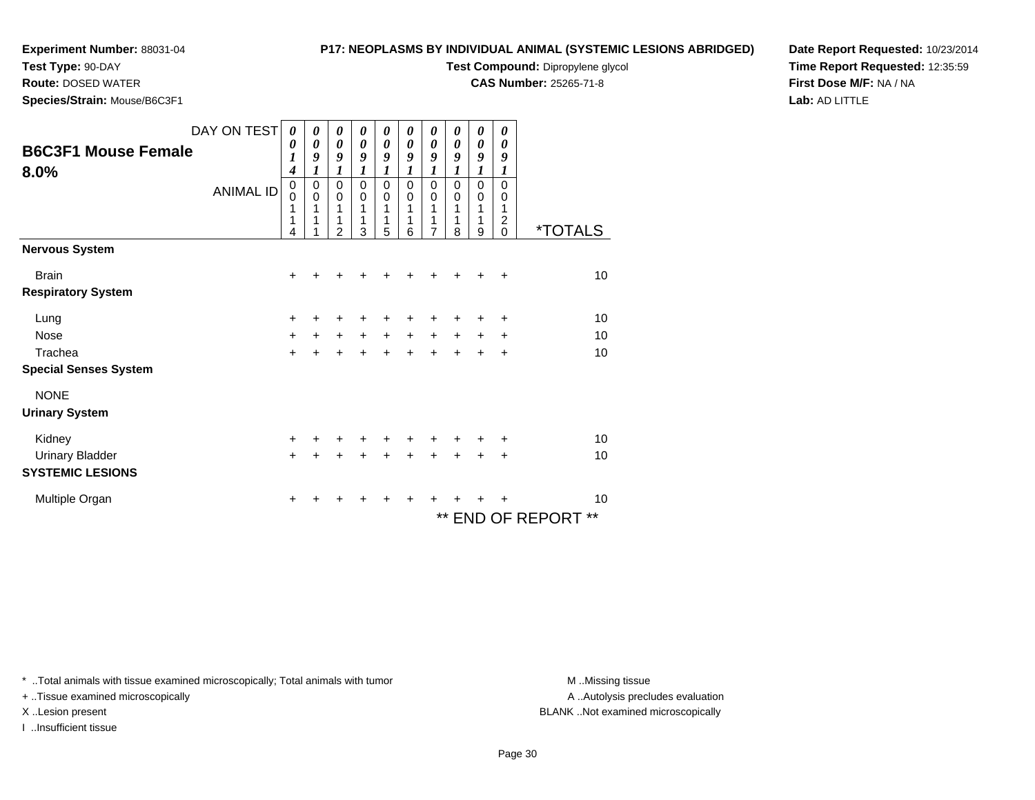**Experiment Number:** 88031-04
**Test Type:** 90-DAY
**Route:** DOSED WATER
**Species/Strain:** Mouse/B6C3F1

**P17: NEOPLASMS BY INDIVIDUAL ANIMAL (SYSTEMIC LESIONS ABRIDGED)**
**Test Compound:** Dipropylene glycol
**CAS Number:** 25265-71-8

**Date Report Requested:** 10/23/2014
**Time Report Requested:** 12:35:59
**First Dose M/F:** NA / NA
**Lab:** AD LITTLE

## B6C3F1 Mouse Female 8.0%

| DAY ON TEST | 0014 | 0091 | 0091 | 0091 | 0091 | 0091 | 0091 | 0091 | 0091 | 0091 | |
|---|---|---|---|---|---|---|---|---|---|---|---|
| **ANIMAL ID** | 00114 | 00111 | 00112 | 00113 | 00115 | 00116 | 00117 | 00118 | 00119 | 00120 | ***TOTALS** |
| **Nervous System** | | | | | | | | | | | |
| Brain | + | + | + | + | + | + | + | + | + | + | 10 |
| **Respiratory System** | | | | | | | | | | | |
| Lung | + | + | + | + | + | + | + | + | + | + | 10 |
| Nose | + | + | + | + | + | + | + | + | + | + | 10 |
| Trachea | + | + | + | + | + | + | + | + | + | + | 10 |
| **Special Senses System** | | | | | | | | | | | |
| NONE | | | | | | | | | | | |
| **Urinary System** | | | | | | | | | | | |
| Kidney | + | + | + | + | + | + | + | + | + | + | 10 |
| Urinary Bladder | + | + | + | + | + | + | + | + | + | + | 10 |
| **SYSTEMIC LESIONS** | | | | | | | | | | | |
| Multiple Organ | + | + | + | + | + | + | + | + | + | + | 10 |

** END OF REPORT **

* ..Total animals with tissue examined microscopically; Total animals with tumor
+ ..Tissue examined microscopically
X ..Lesion present
I ..Insufficient tissue

M ..Missing tissue
A ..Autolysis precludes evaluation
BLANK ..Not examined microscopically